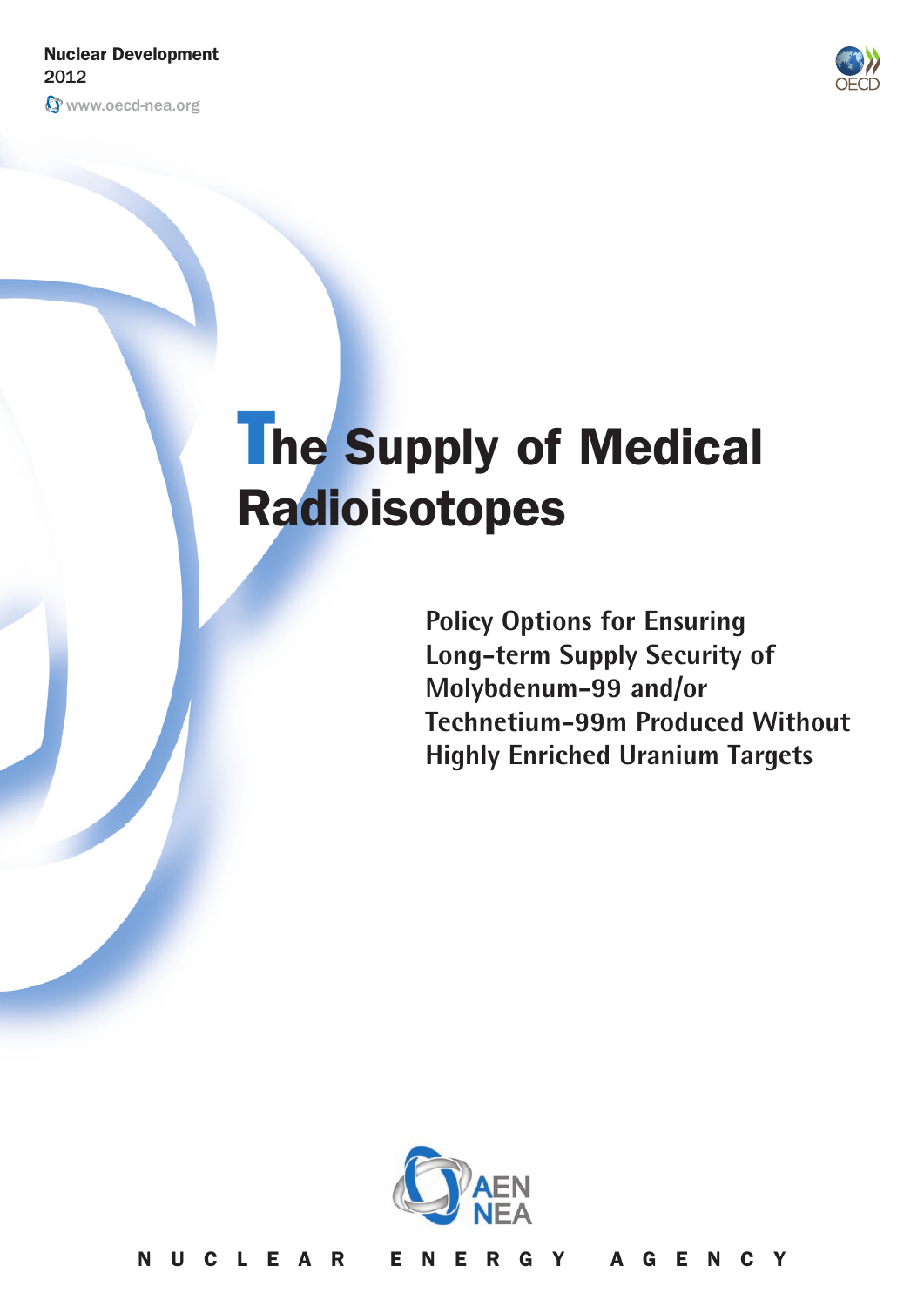Nuclear Development
2012
www.oecd-nea.org

# The Supply of Medical Radioisotopes

## Policy Options for Ensuring Long-term Supply Security of Molybdenum-99 and/or Technetium-99m Produced Without Highly Enriched Uranium Targets

AEN NEA

NUCLEAR ENERGY AGENCY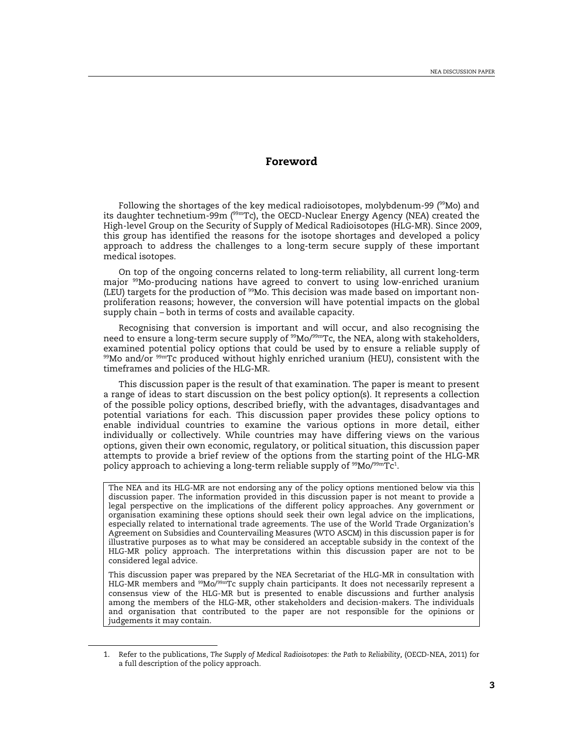# Foreword

Following the shortages of the key medical radioisotopes, molybdenum-99 ($^{99}$Mo) and its daughter technetium-99m ($^{99m}$Tc), the OECD-Nuclear Energy Agency (NEA) created the High-level Group on the Security of Supply of Medical Radioisotopes (HLG-MR). Since 2009, this group has identified the reasons for the isotope shortages and developed a policy approach to address the challenges to a long-term secure supply of these important medical isotopes.

On top of the ongoing concerns related to long-term reliability, all current long-term major $^{99}$Mo-producing nations have agreed to convert to using low-enriched uranium (LEU) targets for the production of $^{99}$Mo. This decision was made based on important non-proliferation reasons; however, the conversion will have potential impacts on the global supply chain – both in terms of costs and available capacity.

Recognising that conversion is important and will occur, and also recognising the need to ensure a long-term secure supply of $^{99}$Mo/$^{99m}$Tc, the NEA, along with stakeholders, examined potential policy options that could be used by to ensure a reliable supply of $^{99}$Mo and/or $^{99m}$Tc produced without highly enriched uranium (HEU), consistent with the timeframes and policies of the HLG-MR.

This discussion paper is the result of that examination. The paper is meant to present a range of ideas to start discussion on the best policy option(s). It represents a collection of the possible policy options, described briefly, with the advantages, disadvantages and potential variations for each. This discussion paper provides these policy options to enable individual countries to examine the various options in more detail, either individually or collectively. While countries may have differing views on the various options, given their own economic, regulatory, or political situation, this discussion paper attempts to provide a brief review of the options from the starting point of the HLG-MR policy approach to achieving a long-term reliable supply of $^{99}$Mo/$^{99m}$Tc[1].

The NEA and its HLG-MR are not endorsing any of the policy options mentioned below via this discussion paper. The information provided in this discussion paper is not meant to provide a legal perspective on the implications of the different policy approaches. Any government or organisation examining these options should seek their own legal advice on the implications, especially related to international trade agreements. The use of the World Trade Organization's Agreement on Subsidies and Countervailing Measures (WTO ASCM) in this discussion paper is for illustrative purposes as to what may be considered an acceptable subsidy in the context of the HLG-MR policy approach. The interpretations within this discussion paper are not to be considered legal advice.

This discussion paper was prepared by the NEA Secretariat of the HLG-MR in consultation with HLG-MR members and $^{99}$Mo/$^{99m}$Tc supply chain participants. It does not necessarily represent a consensus view of the HLG-MR but is presented to enable discussions and further analysis among the members of the HLG-MR, other stakeholders and decision-makers. The individuals and organisation that contributed to the paper are not responsible for the opinions or judgements it may contain.

1. Refer to the publications, *The Supply of Medical Radioisotopes: the Path to Reliability*, (OECD-NEA, 2011) for a full description of the policy approach.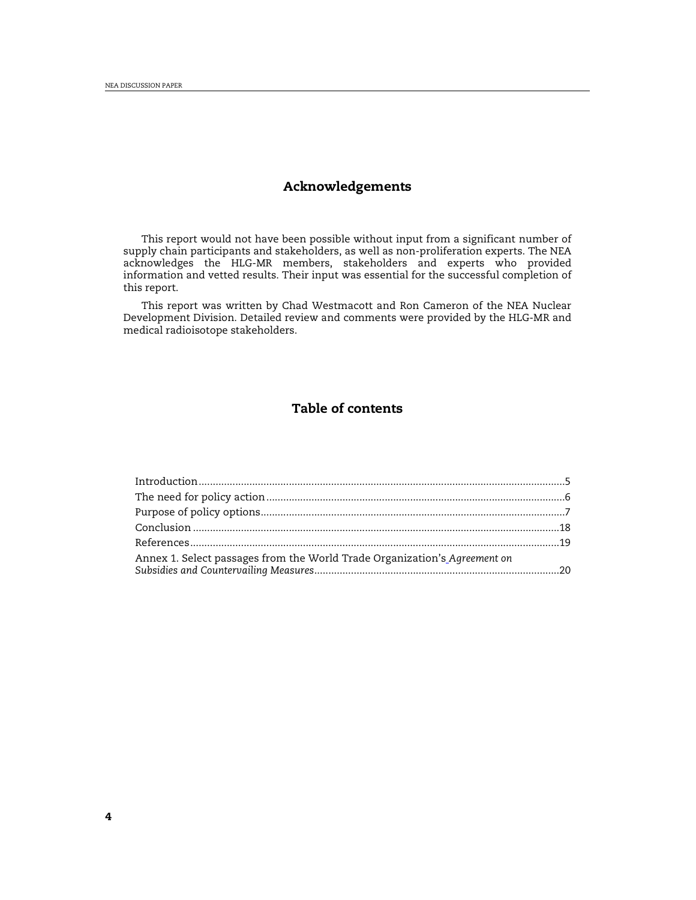## Acknowledgements

This report would not have been possible without input from a significant number of supply chain participants and stakeholders, as well as non-proliferation experts. The NEA acknowledges the HLG-MR members, stakeholders and experts who provided information and vetted results. Their input was essential for the successful completion of this report.

This report was written by Chad Westmacott and Ron Cameron of the NEA Nuclear Development Division. Detailed review and comments were provided by the HLG-MR and medical radioisotope stakeholders.

## Table of contents

Introduction....................................................................................................................5
The need for policy action.............................................................................................6
Purpose of policy options...............................................................................................7
Conclusion ....................................................................................................................18
References.....................................................................................................................19
Annex 1. Select passages from the World Trade Organization's *Agreement on Subsidies and Countervailing Measures*.........................................................................20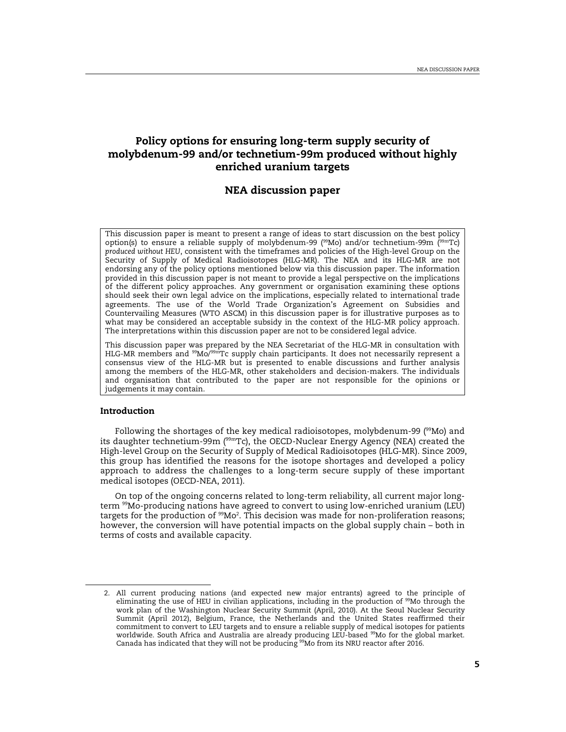# Policy options for ensuring long-term supply security of molybdenum-99 and/or technetium-99m produced without highly enriched uranium targets

## NEA discussion paper

This discussion paper is meant to present a range of ideas to start discussion on the best policy option(s) to ensure a reliable supply of molybdenum-99 ($^{99}$Mo) and/or technetium-99m ($^{99m}$Tc) *produced without HEU*, consistent with the timeframes and policies of the High-level Group on the Security of Supply of Medical Radioisotopes (HLG-MR). The NEA and its HLG-MR are not endorsing any of the policy options mentioned below via this discussion paper. The information provided in this discussion paper is not meant to provide a legal perspective on the implications of the different policy approaches. Any government or organisation examining these options should seek their own legal advice on the implications, especially related to international trade agreements. The use of the World Trade Organization's Agreement on Subsidies and Countervailing Measures (WTO ASCM) in this discussion paper is for illustrative purposes as to what may be considered an acceptable subsidy in the context of the HLG-MR policy approach. The interpretations within this discussion paper are not to be considered legal advice.

This discussion paper was prepared by the NEA Secretariat of the HLG-MR in consultation with HLG-MR members and $^{99}$Mo/$^{99m}$Tc supply chain participants. It does not necessarily represent a consensus view of the HLG-MR but is presented to enable discussions and further analysis among the members of the HLG-MR, other stakeholders and decision-makers. The individuals and organisation that contributed to the paper are not responsible for the opinions or judgements it may contain.

### Introduction

Following the shortages of the key medical radioisotopes, molybdenum-99 ($^{99}$Mo) and its daughter technetium-99m ($^{99m}$Tc), the OECD-Nuclear Energy Agency (NEA) created the High-level Group on the Security of Supply of Medical Radioisotopes (HLG-MR). Since 2009, this group has identified the reasons for the isotope shortages and developed a policy approach to address the challenges to a long-term secure supply of these important medical isotopes (OECD-NEA, 2011).

On top of the ongoing concerns related to long-term reliability, all current major long-term $^{99}$Mo-producing nations have agreed to convert to using low-enriched uranium (LEU) targets for the production of $^{99}$Mo[2]. This decision was made for non-proliferation reasons; however, the conversion will have potential impacts on the global supply chain – both in terms of costs and available capacity.

---

2. All current producing nations (and expected new major entrants) agreed to the principle of eliminating the use of HEU in civilian applications, including in the production of $^{99}$Mo through the work plan of the Washington Nuclear Security Summit (April, 2010). At the Seoul Nuclear Security Summit (April 2012), Belgium, France, the Netherlands and the United States reaffirmed their commitment to convert to LEU targets and to ensure a reliable supply of medical isotopes for patients worldwide. South Africa and Australia are already producing LEU-based $^{99}$Mo for the global market. Canada has indicated that they will not be producing $^{99}$Mo from its NRU reactor after 2016.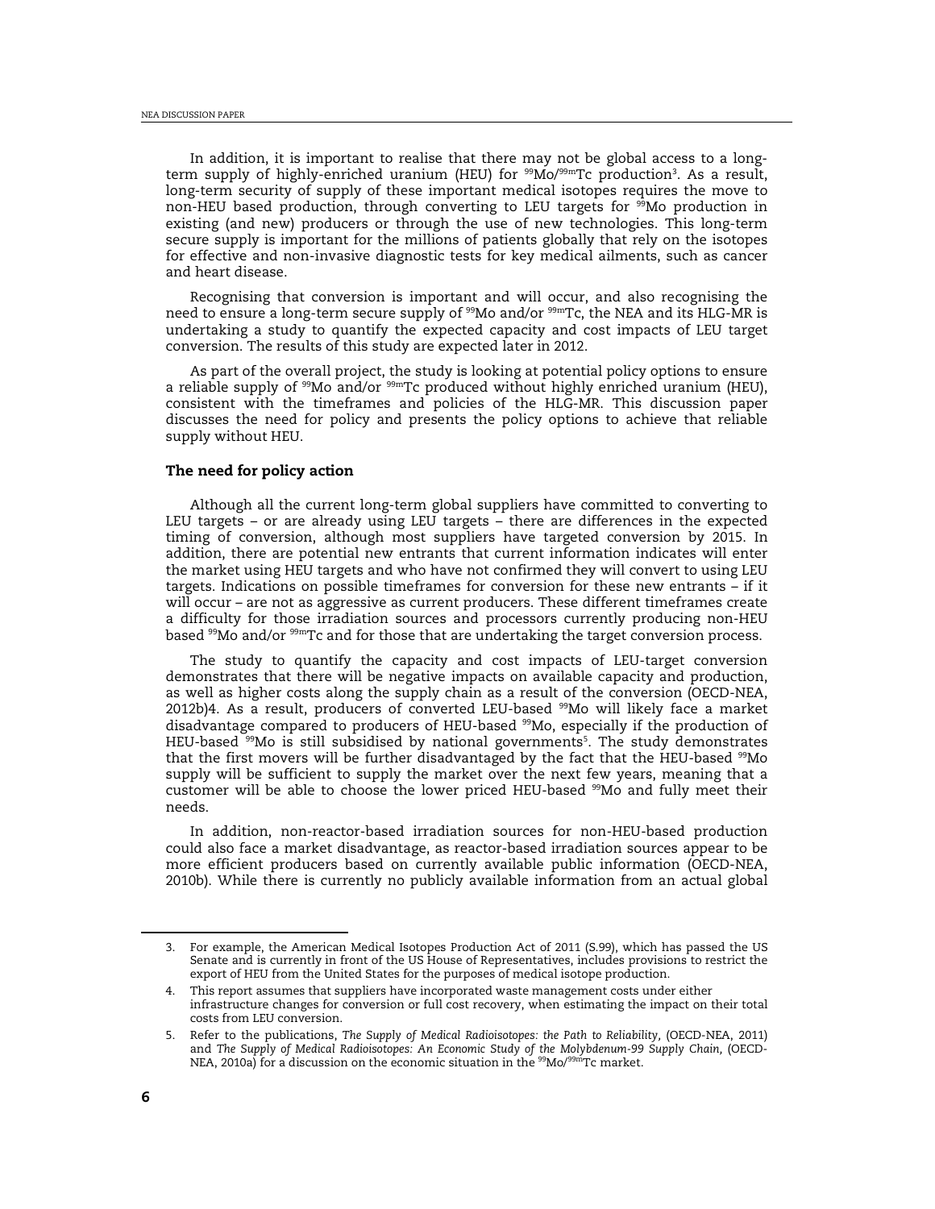In addition, it is important to realise that there may not be global access to a long-term supply of highly-enriched uranium (HEU) for $^{99}$Mo/$^{99m}$Tc production[3]. As a result, long-term security of supply of these important medical isotopes requires the move to non-HEU based production, through converting to LEU targets for $^{99}$Mo production in existing (and new) producers or through the use of new technologies. This long-term secure supply is important for the millions of patients globally that rely on the isotopes for effective and non-invasive diagnostic tests for key medical ailments, such as cancer and heart disease.

Recognising that conversion is important and will occur, and also recognising the need to ensure a long-term secure supply of $^{99}$Mo and/or $^{99m}$Tc, the NEA and its HLG-MR is undertaking a study to quantify the expected capacity and cost impacts of LEU target conversion. The results of this study are expected later in 2012.

As part of the overall project, the study is looking at potential policy options to ensure a reliable supply of $^{99}$Mo and/or $^{99m}$Tc produced without highly enriched uranium (HEU), consistent with the timeframes and policies of the HLG-MR. This discussion paper discusses the need for policy and presents the policy options to achieve that reliable supply without HEU.

### The need for policy action

Although all the current long-term global suppliers have committed to converting to LEU targets – or are already using LEU targets – there are differences in the expected timing of conversion, although most suppliers have targeted conversion by 2015. In addition, there are potential new entrants that current information indicates will enter the market using HEU targets and who have not confirmed they will convert to using LEU targets. Indications on possible timeframes for conversion for these new entrants – if it will occur – are not as aggressive as current producers. These different timeframes create a difficulty for those irradiation sources and processors currently producing non-HEU based $^{99}$Mo and/or $^{99m}$Tc and for those that are undertaking the target conversion process.

The study to quantify the capacity and cost impacts of LEU-target conversion demonstrates that there will be negative impacts on available capacity and production, as well as higher costs along the supply chain as a result of the conversion (OECD-NEA, 2012b)[4]. As a result, producers of converted LEU-based $^{99}$Mo will likely face a market disadvantage compared to producers of HEU-based $^{99}$Mo, especially if the production of HEU-based $^{99}$Mo is still subsidised by national governments[5]. The study demonstrates that the first movers will be further disadvantaged by the fact that the HEU-based $^{99}$Mo supply will be sufficient to supply the market over the next few years, meaning that a customer will be able to choose the lower priced HEU-based $^{99}$Mo and fully meet their needs.

In addition, non-reactor-based irradiation sources for non-HEU-based production could also face a market disadvantage, as reactor-based irradiation sources appear to be more efficient producers based on currently available public information (OECD-NEA, 2010b). While there is currently no publicly available information from an actual global

---

3. For example, the American Medical Isotopes Production Act of 2011 (S.99), which has passed the US Senate and is currently in front of the US House of Representatives, includes provisions to restrict the export of HEU from the United States for the purposes of medical isotope production.

4. This report assumes that suppliers have incorporated waste management costs under either infrastructure changes for conversion or full cost recovery, when estimating the impact on their total costs from LEU conversion.

5. Refer to the publications, *The Supply of Medical Radioisotopes: the Path to Reliability*, (OECD-NEA, 2011) and *The Supply of Medical Radioisotopes: An Economic Study of the Molybdenum-99 Supply Chain*, (OECD-NEA, 2010a) for a discussion on the economic situation in the $^{99}$Mo/$^{99m}$Tc market.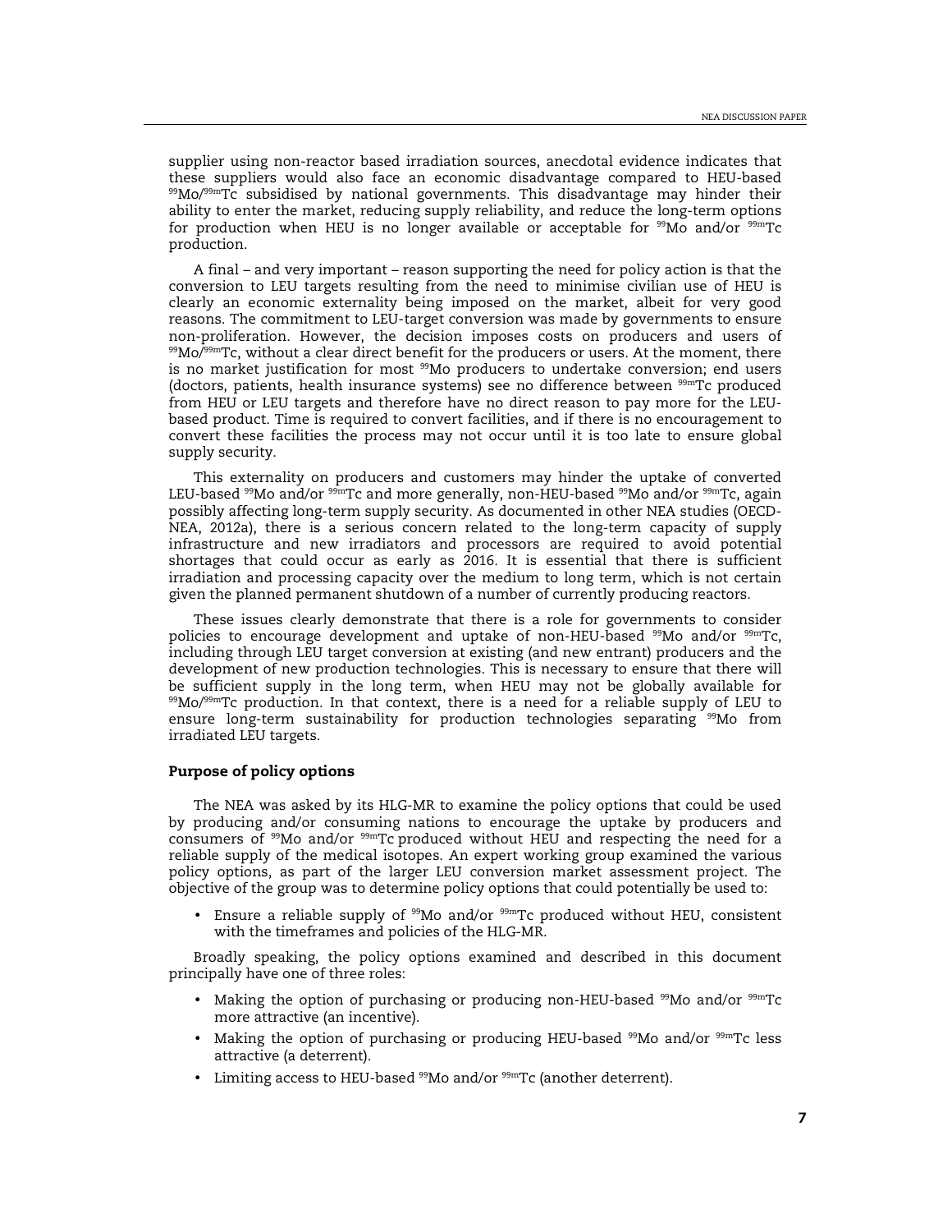supplier using non-reactor based irradiation sources, anecdotal evidence indicates that these suppliers would also face an economic disadvantage compared to HEU-based $^{99}$Mo/$^{99m}$Tc subsidised by national governments. This disadvantage may hinder their ability to enter the market, reducing supply reliability, and reduce the long-term options for production when HEU is no longer available or acceptable for $^{99}$Mo and/or $^{99m}$Tc production.

A final – and very important – reason supporting the need for policy action is that the conversion to LEU targets resulting from the need to minimise civilian use of HEU is clearly an economic externality being imposed on the market, albeit for very good reasons. The commitment to LEU-target conversion was made by governments to ensure non-proliferation. However, the decision imposes costs on producers and users of $^{99}$Mo/$^{99m}$Tc, without a clear direct benefit for the producers or users. At the moment, there is no market justification for most $^{99}$Mo producers to undertake conversion; end users (doctors, patients, health insurance systems) see no difference between $^{99m}$Tc produced from HEU or LEU targets and therefore have no direct reason to pay more for the LEU-based product. Time is required to convert facilities, and if there is no encouragement to convert these facilities the process may not occur until it is too late to ensure global supply security.

This externality on producers and customers may hinder the uptake of converted LEU-based $^{99}$Mo and/or $^{99m}$Tc and more generally, non-HEU-based $^{99}$Mo and/or $^{99m}$Tc, again possibly affecting long-term supply security. As documented in other NEA studies (OECD-NEA, 2012a), there is a serious concern related to the long-term capacity of supply infrastructure and new irradiators and processors are required to avoid potential shortages that could occur as early as 2016. It is essential that there is sufficient irradiation and processing capacity over the medium to long term, which is not certain given the planned permanent shutdown of a number of currently producing reactors.

These issues clearly demonstrate that there is a role for governments to consider policies to encourage development and uptake of non-HEU-based $^{99}$Mo and/or $^{99m}$Tc, including through LEU target conversion at existing (and new entrant) producers and the development of new production technologies. This is necessary to ensure that there will be sufficient supply in the long term, when HEU may not be globally available for $^{99}$Mo/$^{99m}$Tc production. In that context, there is a need for a reliable supply of LEU to ensure long-term sustainability for production technologies separating $^{99}$Mo from irradiated LEU targets.

### Purpose of policy options

The NEA was asked by its HLG-MR to examine the policy options that could be used by producing and/or consuming nations to encourage the uptake by producers and consumers of $^{99}$Mo and/or $^{99m}$Tc produced without HEU and respecting the need for a reliable supply of the medical isotopes. An expert working group examined the various policy options, as part of the larger LEU conversion market assessment project. The objective of the group was to determine policy options that could potentially be used to:

- Ensure a reliable supply of $^{99}$Mo and/or $^{99m}$Tc produced without HEU, consistent with the timeframes and policies of the HLG-MR.

Broadly speaking, the policy options examined and described in this document principally have one of three roles:

- Making the option of purchasing or producing non-HEU-based $^{99}$Mo and/or $^{99m}$Tc more attractive (an incentive).
- Making the option of purchasing or producing HEU-based $^{99}$Mo and/or $^{99m}$Tc less attractive (a deterrent).
- Limiting access to HEU-based $^{99}$Mo and/or $^{99m}$Tc (another deterrent).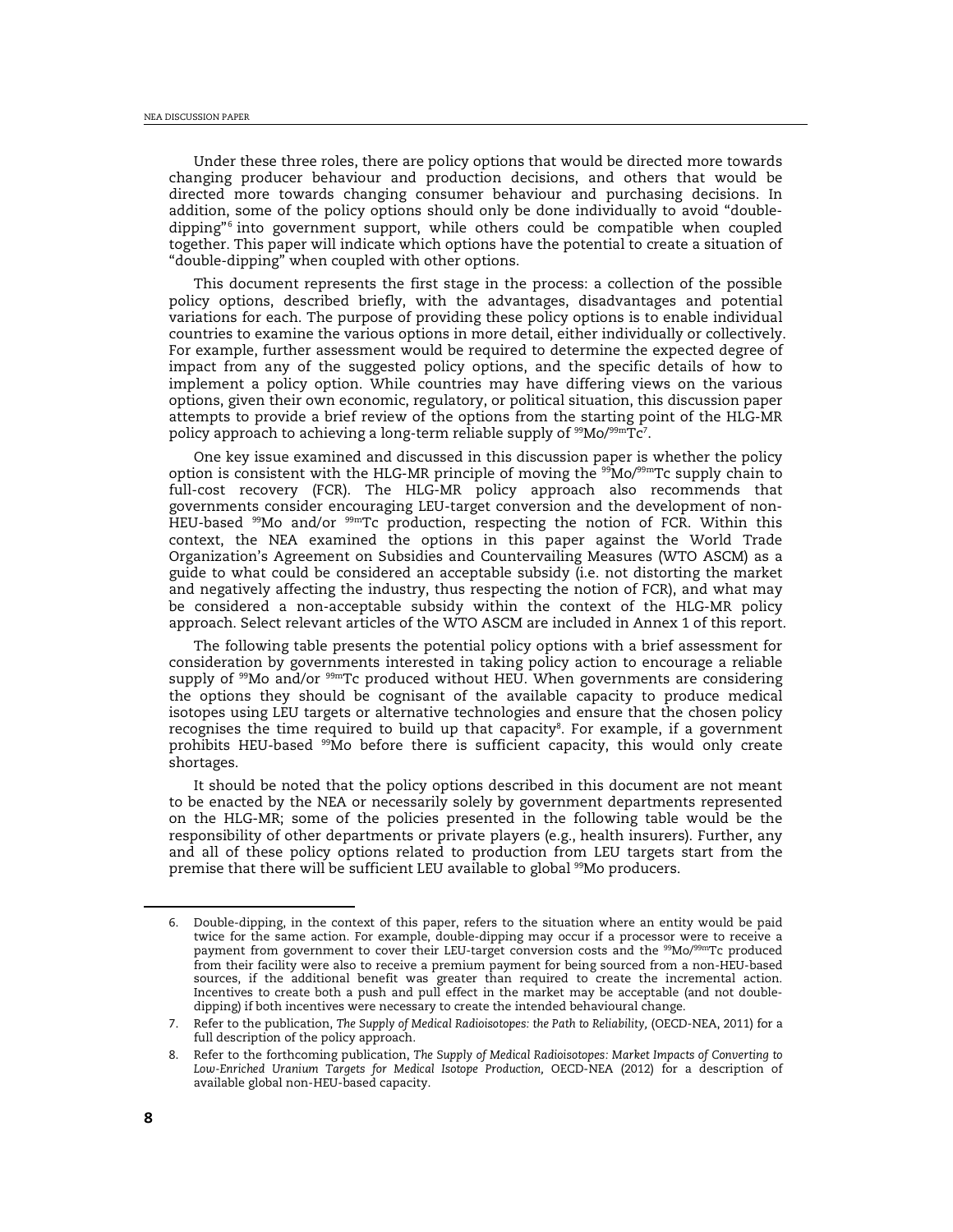Under these three roles, there are policy options that would be directed more towards changing producer behaviour and production decisions, and others that would be directed more towards changing consumer behaviour and purchasing decisions. In addition, some of the policy options should only be done individually to avoid "double-dipping"[6] into government support, while others could be compatible when coupled together. This paper will indicate which options have the potential to create a situation of "double-dipping" when coupled with other options.

This document represents the first stage in the process: a collection of the possible policy options, described briefly, with the advantages, disadvantages and potential variations for each. The purpose of providing these policy options is to enable individual countries to examine the various options in more detail, either individually or collectively. For example, further assessment would be required to determine the expected degree of impact from any of the suggested policy options, and the specific details of how to implement a policy option. While countries may have differing views on the various options, given their own economic, regulatory, or political situation, this discussion paper attempts to provide a brief review of the options from the starting point of the HLG-MR policy approach to achieving a long-term reliable supply of $^{99}$Mo/$^{99m}$Tc[7].

One key issue examined and discussed in this discussion paper is whether the policy option is consistent with the HLG-MR principle of moving the $^{99}$Mo/$^{99m}$Tc supply chain to full-cost recovery (FCR). The HLG-MR policy approach also recommends that governments consider encouraging LEU-target conversion and the development of non-HEU-based $^{99}$Mo and/or $^{99m}$Tc production, respecting the notion of FCR. Within this context, the NEA examined the options in this paper against the World Trade Organization's Agreement on Subsidies and Countervailing Measures (WTO ASCM) as a guide to what could be considered an acceptable subsidy (i.e. not distorting the market and negatively affecting the industry, thus respecting the notion of FCR), and what may be considered a non-acceptable subsidy within the context of the HLG-MR policy approach. Select relevant articles of the WTO ASCM are included in Annex 1 of this report.

The following table presents the potential policy options with a brief assessment for consideration by governments interested in taking policy action to encourage a reliable supply of $^{99}$Mo and/or $^{99m}$Tc produced without HEU. When governments are considering the options they should be cognisant of the available capacity to produce medical isotopes using LEU targets or alternative technologies and ensure that the chosen policy recognises the time required to build up that capacity[8]. For example, if a government prohibits HEU-based $^{99}$Mo before there is sufficient capacity, this would only create shortages.

It should be noted that the policy options described in this document are not meant to be enacted by the NEA or necessarily solely by government departments represented on the HLG-MR; some of the policies presented in the following table would be the responsibility of other departments or private players (e.g., health insurers). Further, any and all of these policy options related to production from LEU targets start from the premise that there will be sufficient LEU available to global $^{99}$Mo producers.

---

6. Double-dipping, in the context of this paper, refers to the situation where an entity would be paid twice for the same action. For example, double-dipping may occur if a processor were to receive a payment from government to cover their LEU-target conversion costs and the $^{99}$Mo/$^{99m}$Tc produced from their facility were also to receive a premium payment for being sourced from a non-HEU-based sources, if the additional benefit was greater than required to create the incremental action. Incentives to create both a push and pull effect in the market may be acceptable (and not double-dipping) if both incentives were necessary to create the intended behavioural change.

7. Refer to the publication, *The Supply of Medical Radioisotopes: the Path to Reliability,* (OECD-NEA, 2011) for a full description of the policy approach.

8. Refer to the forthcoming publication, *The Supply of Medical Radioisotopes: Market Impacts of Converting to Low-Enriched Uranium Targets for Medical Isotope Production,* OECD-NEA (2012) for a description of available global non-HEU-based capacity.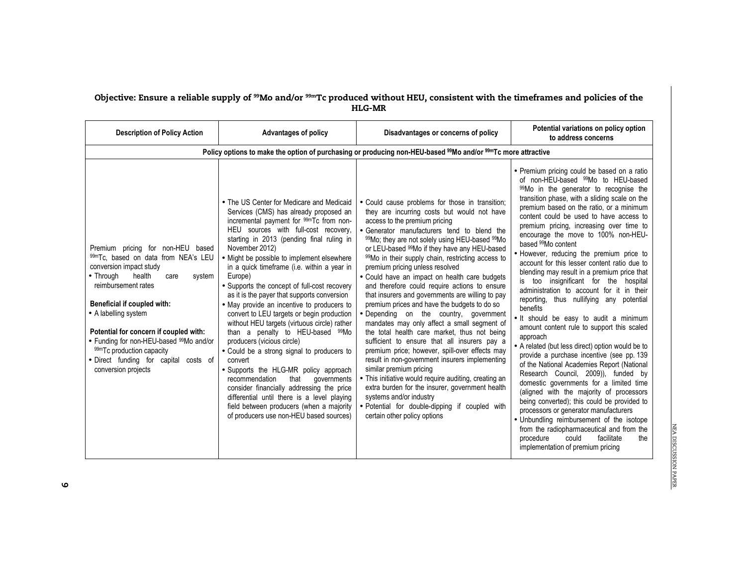**Objective: Ensure a reliable supply of $^{99}$Mo and/or $^{99m}$Tc produced without HEU, consistent with the timeframes and policies of the HLG-MR**

| Description of Policy Action | Advantages of policy | Disadvantages or concerns of policy | Potential variations on policy option to address concerns |
|---|---|---|---|
| **Policy options to make the option of purchasing or producing non-HEU-based $^{99}$Mo and/or $^{99m}$Tc more attractive** | | | |
| Premium pricing for non-HEU based $^{99m}$Tc, based on data from NEA's LEU conversion impact study<br>• Through health care system reimbursement rates<br><br>**Beneficial if coupled with:**<br>• A labelling system<br><br>**Potential for concern if coupled with:**<br>• Funding for non-HEU-based $^{99}$Mo and/or $^{99m}$Tc production capacity<br>• Direct funding for capital costs of conversion projects | • The US Center for Medicare and Medicaid Services (CMS) has already proposed an incremental payment for $^{99m}$Tc from non-HEU sources with full-cost recovery, starting in 2013 (pending final ruling in November 2012)<br>• Might be possible to implement elsewhere in a quick timeframe (i.e. within a year in Europe)<br>• Supports the concept of full-cost recovery as it is the payer that supports conversion<br>• May provide an incentive to producers to convert to LEU targets or begin production without HEU targets (virtuous circle) rather than a penalty to HEU-based $^{99}$Mo producers (vicious circle)<br>• Could be a strong signal to producers to convert<br>• Supports the HLG-MR policy approach recommendation that governments consider financially addressing the price differential until there is a level playing field between producers (when a majority of producers use non-HEU based sources) | • Could cause problems for those in transition; they are incurring costs but would not have access to the premium pricing<br>• Generator manufacturers tend to blend the $^{99}$Mo; they are not solely using HEU-based $^{99}$Mo or LEU-based $^{99}$Mo if they have any HEU-based $^{99}$Mo in their supply chain, restricting access to premium pricing unless resolved<br>• Could have an impact on health care budgets and therefore could require actions to ensure that insurers and governments are willing to pay premium prices and have the budgets to do so<br>• Depending on the country, government mandates may only affect a small segment of the total health care market, thus not being sufficient to ensure that all insurers pay a premium price; however, spill-over effects may result in non-government insurers implementing similar premium pricing<br>• This initiative would require auditing, creating an extra burden for the insurer, government health systems and/or industry<br>• Potential for double-dipping if coupled with certain other policy options | • Premium pricing could be based on a ratio of non-HEU-based $^{99}$Mo to HEU-based $^{99}$Mo in the generator to recognise the transition phase, with a sliding scale on the premium based on the ratio, or a minimum content could be used to have access to premium pricing, increasing over time to encourage the move to 100% non-HEU-based $^{99}$Mo content<br>• However, reducing the premium price to account for this lesser content ratio due to blending may result in a premium price that is too insignificant for the hospital administration to account for it in their reporting, thus nullifying any potential benefits<br>• It should be easy to audit a minimum amount content rule to support this scaled approach<br>• A related (but less direct) option would be to provide a purchase incentive (see pp. 139 of the National Academies Report (National Research Council, 2009)), funded by domestic governments for a limited time (aligned with the majority of processors being converted); this could be provided to processors or generator manufacturers<br>• Unbundling reimbursement of the isotope from the radiopharmaceutical and from the procedure could facilitate the implementation of premium pricing |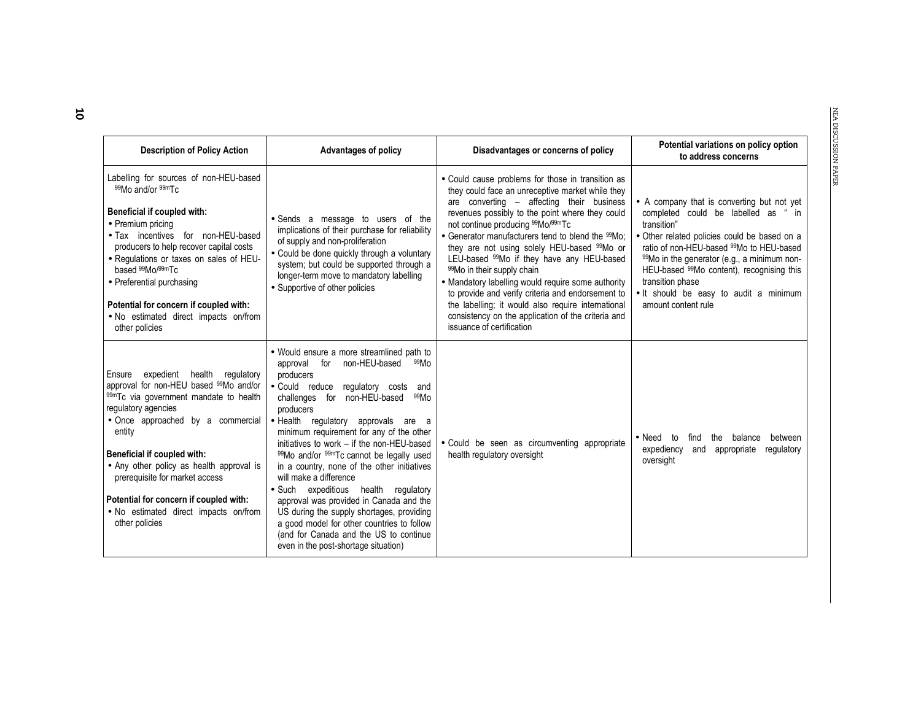| Description of Policy Action | Advantages of policy | Disadvantages or concerns of policy | Potential variations on policy option to address concerns |
|---|---|---|---|
| Labelling for sources of non-HEU-based $^{99}$Mo and/or $^{99m}$Tc<br><br>**Beneficial if coupled with:**<br>• Premium pricing<br>• Tax incentives for non-HEU-based producers to help recover capital costs<br>• Regulations or taxes on sales of HEU-based $^{99}$Mo/$^{99m}$Tc<br>• Preferential purchasing<br><br>**Potential for concern if coupled with:**<br>• No estimated direct impacts on/from other policies | • Sends a message to users of the implications of their purchase for reliability of supply and non-proliferation<br>• Could be done quickly through a voluntary system; but could be supported through a longer-term move to mandatory labelling<br>• Supportive of other policies | • Could cause problems for those in transition as they could face an unreceptive market while they are converting – affecting their business revenues possibly to the point where they could not continue producing $^{99}$Mo/$^{99m}$Tc<br>• Generator manufacturers tend to blend the $^{99}$Mo; they are not using solely HEU-based $^{99}$Mo or LEU-based $^{99}$Mo if they have any HEU-based $^{99}$Mo in their supply chain<br>• Mandatory labelling would require some authority to provide and verify criteria and endorsement to the labelling; it would also require international consistency on the application of the criteria and issuance of certification | • A company that is converting but not yet completed could be labelled as " in transition"<br>• Other related policies could be based on a ratio of non-HEU-based $^{99}$Mo to HEU-based $^{99}$Mo in the generator (e.g., a minimum non-HEU-based $^{99}$Mo content), recognising this transition phase<br>• It should be easy to audit a minimum amount content rule |
| Ensure expedient health regulatory approval for non-HEU based $^{99}$Mo and/or $^{99m}$Tc via government mandate to health regulatory agencies<br>• Once approached by a commercial entity<br><br>**Beneficial if coupled with:**<br>• Any other policy as health approval is prerequisite for market access<br><br>**Potential for concern if coupled with:**<br>• No estimated direct impacts on/from other policies | • Would ensure a more streamlined path to approval for non-HEU-based $^{99}$Mo producers<br>• Could reduce regulatory costs and challenges for non-HEU-based $^{99}$Mo producers<br>• Health regulatory approvals are a minimum requirement for any of the other initiatives to work – if the non-HEU-based $^{99}$Mo and/or $^{99m}$Tc cannot be legally used in a country, none of the other initiatives will make a difference<br>• Such expeditious health regulatory approval was provided in Canada and the US during the supply shortages, providing a good model for other countries to follow (and for Canada and the US to continue even in the post-shortage situation) | • Could be seen as circumventing appropriate health regulatory oversight | • Need to find the balance between expediency and appropriate regulatory oversight |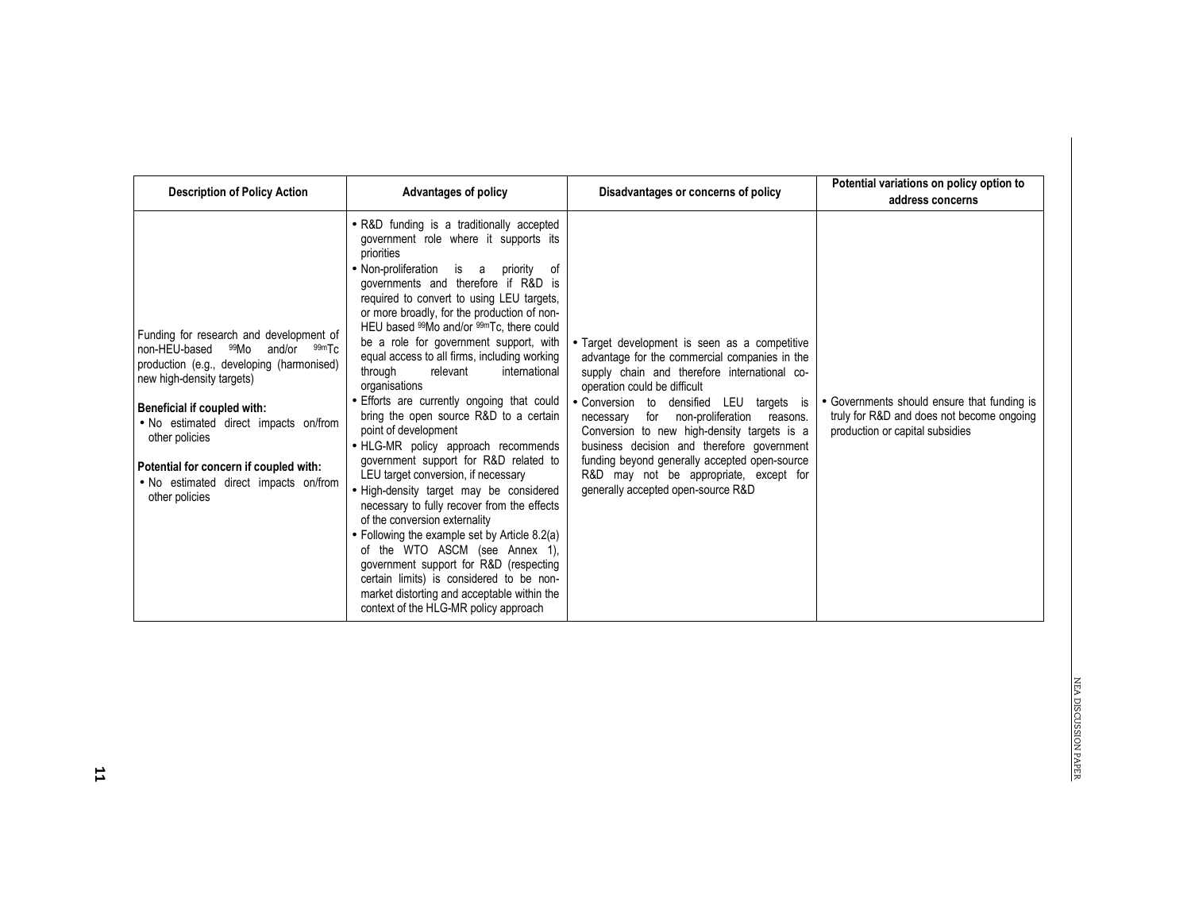| Description of Policy Action | Advantages of policy | Disadvantages or concerns of policy | Potential variations on policy option to address concerns |
|---|---|---|---|
| Funding for research and development of non-HEU-based $^{99}$Mo and/or $^{99m}$Tc production (e.g., developing (harmonised) new high-density targets)<br><br>**Beneficial if coupled with:**<br>• No estimated direct impacts on/from other policies<br><br>**Potential for concern if coupled with:**<br>• No estimated direct impacts on/from other policies | • R&D funding is a traditionally accepted government role where it supports its priorities<br>• Non-proliferation is a priority of governments and therefore if R&D is required to convert to using LEU targets, or more broadly, for the production of non-HEU based $^{99}$Mo and/or $^{99m}$Tc, there could be a role for government support, with equal access to all firms, including working through relevant international organisations<br>• Efforts are currently ongoing that could bring the open source R&D to a certain point of development<br>• HLG-MR policy approach recommends government support for R&D related to LEU target conversion, if necessary<br>• High-density target may be considered necessary to fully recover from the effects of the conversion externality<br>• Following the example set by Article 8.2(a) of the WTO ASCM (see Annex 1), government support for R&D (respecting certain limits) is considered to be non-market distorting and acceptable within the context of the HLG-MR policy approach | • Target development is seen as a competitive advantage for the commercial companies in the supply chain and therefore international co-operation could be difficult<br>• Conversion to densified LEU targets is necessary for non-proliferation reasons. Conversion to new high-density targets is a business decision and therefore government funding beyond generally accepted open-source R&D may not be appropriate, except for generally accepted open-source R&D | • Governments should ensure that funding is truly for R&D and does not become ongoing production or capital subsidies |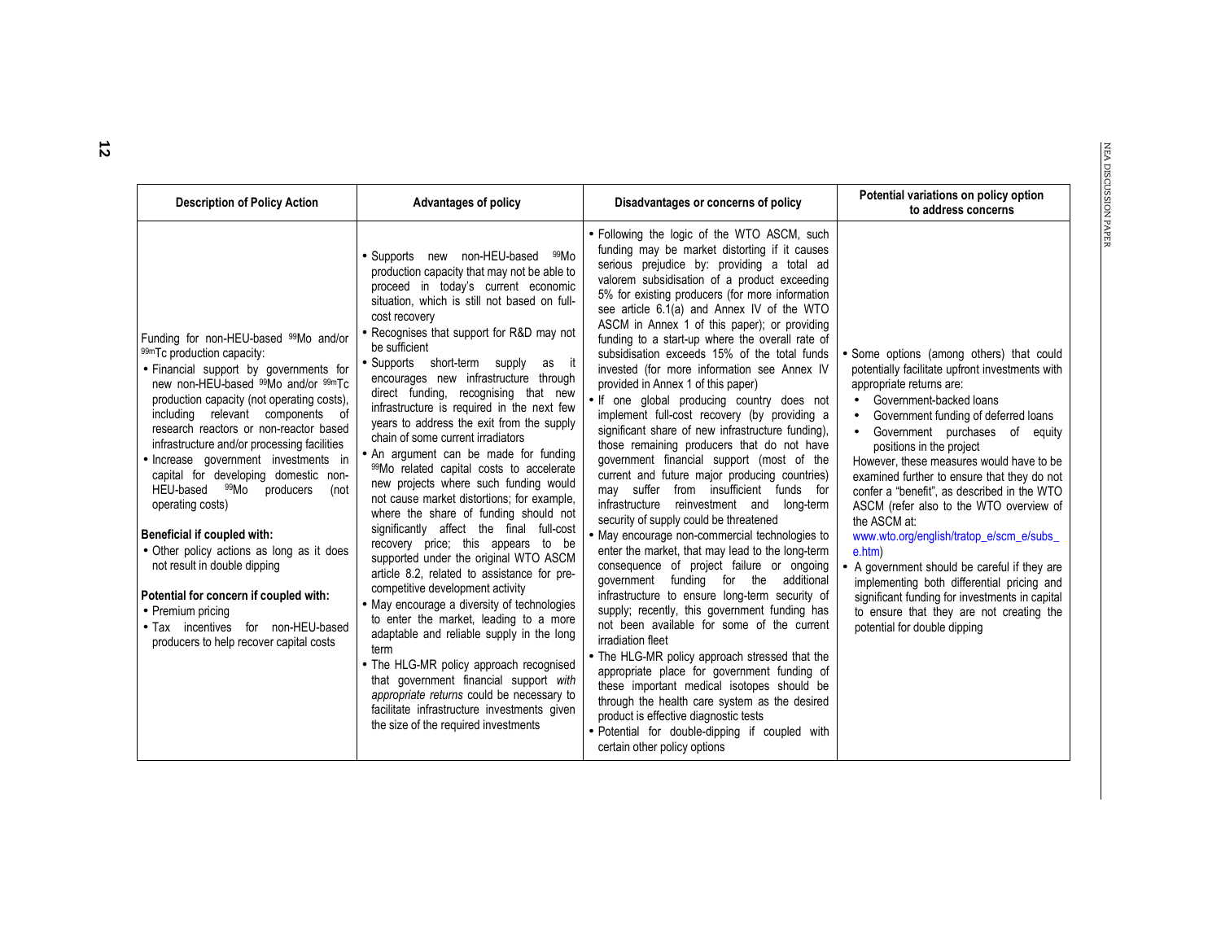| Description of Policy Action | Advantages of policy | Disadvantages or concerns of policy | Potential variations on policy option to address concerns |
|---|---|---|---|
| Funding for non-HEU-based $^{99}$Mo and/or $^{99m}$Tc production capacity:<br>• Financial support by governments for new non-HEU-based $^{99}$Mo and/or $^{99m}$Tc production capacity (not operating costs), including relevant components of research reactors or non-reactor based infrastructure and/or processing facilities<br>• Increase government investments in capital for developing domestic non-HEU-based $^{99}$Mo producers (not operating costs)<br><br>**Beneficial if coupled with:**<br>• Other policy actions as long as it does not result in double dipping<br><br>**Potential for concern if coupled with:**<br>• Premium pricing<br>• Tax incentives for non-HEU-based producers to help recover capital costs | • Supports new non-HEU-based $^{99}$Mo production capacity that may not be able to proceed in today's current economic situation, which is still not based on full-cost recovery<br>• Recognises that support for R&D may not be sufficient<br>• Supports short-term supply as it encourages new infrastructure through direct funding, recognising that new infrastructure is required in the next few years to address the exit from the supply chain of some current irradiators<br>• An argument can be made for funding $^{99}$Mo related capital costs to accelerate new projects where such funding would not cause market distortions; for example, where the share of funding should not significantly affect the final full-cost recovery price; this appears to be supported under the original WTO ASCM article 8.2, related to assistance for pre-competitive development activity<br>• May encourage a diversity of technologies to enter the market, leading to a more adaptable and reliable supply in the long term<br>• The HLG-MR policy approach recognised that government financial support *with appropriate returns* could be necessary to facilitate infrastructure investments given the size of the required investments | • Following the logic of the WTO ASCM, such funding may be market distorting if it causes serious prejudice by: providing a total ad valorem subsidisation of a product exceeding 5% for existing producers (for more information see article 6.1(a) and Annex IV of the WTO ASCM in Annex 1 of this paper); or providing funding to a start-up where the overall rate of subsidisation exceeds 15% of the total funds invested (for more information see Annex IV provided in Annex 1 of this paper)<br>• If one global producing country does not implement full-cost recovery (by providing a significant share of new infrastructure funding), those remaining producers that do not have government financial support (most of the current and future major producing countries) may suffer from insufficient funds for infrastructure reinvestment and long-term security of supply could be threatened<br>• May encourage non-commercial technologies to enter the market, that may lead to the long-term consequence of project failure or ongoing government funding for the additional infrastructure to ensure long-term security of supply; recently, this government funding has not been available for some of the current irradiation fleet<br>• The HLG-MR policy approach stressed that the appropriate place for government funding of these important medical isotopes should be through the health care system as the desired product is effective diagnostic tests<br>• Potential for double-dipping if coupled with certain other policy options | • Some options (among others) that could potentially facilitate upfront investments with appropriate returns are:<br>• Government-backed loans<br>• Government funding of deferred loans<br>• Government purchases of equity positions in the project<br>However, these measures would have to be examined further to ensure that they do not confer a "benefit", as described in the WTO ASCM (refer also to the WTO overview of the ASCM at: www.wto.org/english/tratop_e/scm_e/subs_e.htm)<br>• A government should be careful if they are implementing both differential pricing and significant funding for investments in capital to ensure that they are not creating the potential for double dipping |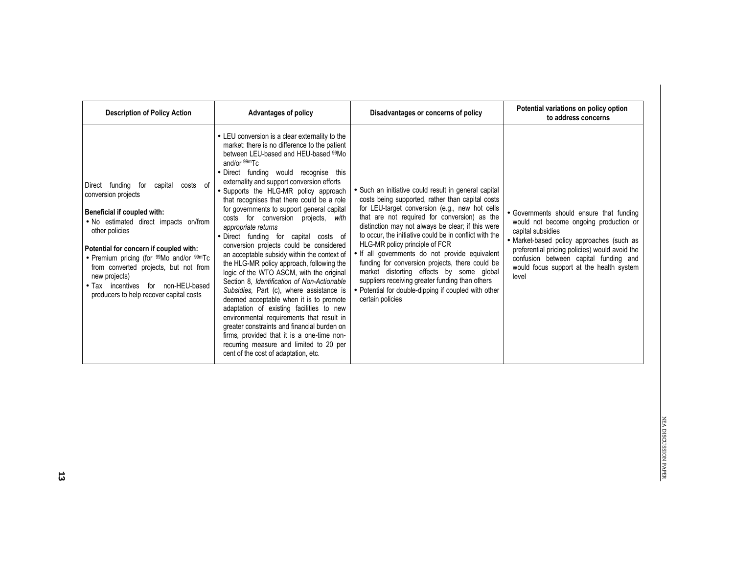| Description of Policy Action | Advantages of policy | Disadvantages or concerns of policy | Potential variations on policy option to address concerns |
|---|---|---|---|
| Direct funding for capital costs of conversion projects<br><br>**Beneficial if coupled with:**<br>• No estimated direct impacts on/from other policies<br><br>**Potential for concern if coupled with:**<br>• Premium pricing (for $^{99}$Mo and/or $^{99m}$Tc from converted projects, but not from new projects)<br>• Tax incentives for non-HEU-based producers to help recover capital costs | • LEU conversion is a clear externality to the market: there is no difference to the patient between LEU-based and HEU-based $^{99}$Mo and/or $^{99m}$Tc<br>• Direct funding would recognise this externality and support conversion efforts<br>• Supports the HLG-MR policy approach that recognises that there could be a role for governments to support general capital costs for conversion projects, *with appropriate returns*<br>• Direct funding for capital costs of conversion projects could be considered an acceptable subsidy within the context of the HLG-MR policy approach, following the logic of the WTO ASCM, with the original Section 8, *Identification of Non-Actionable Subsidies,* Part (c), where assistance is deemed acceptable when it is to promote adaptation of existing facilities to new environmental requirements that result in greater constraints and financial burden on firms, provided that it is a one-time non-recurring measure and limited to 20 per cent of the cost of adaptation, etc. | • Such an initiative could result in general capital costs being supported, rather than capital costs for LEU-target conversion (e.g., new hot cells that are not required for conversion) as the distinction may not always be clear; if this were to occur, the initiative could be in conflict with the HLG-MR policy principle of FCR<br>• If all governments do not provide equivalent funding for conversion projects, there could be market distorting effects by some global suppliers receiving greater funding than others<br>• Potential for double-dipping if coupled with other certain policies | • Governments should ensure that funding would not become ongoing production or capital subsidies<br>• Market-based policy approaches (such as preferential pricing policies) would avoid the confusion between capital funding and would focus support at the health system level |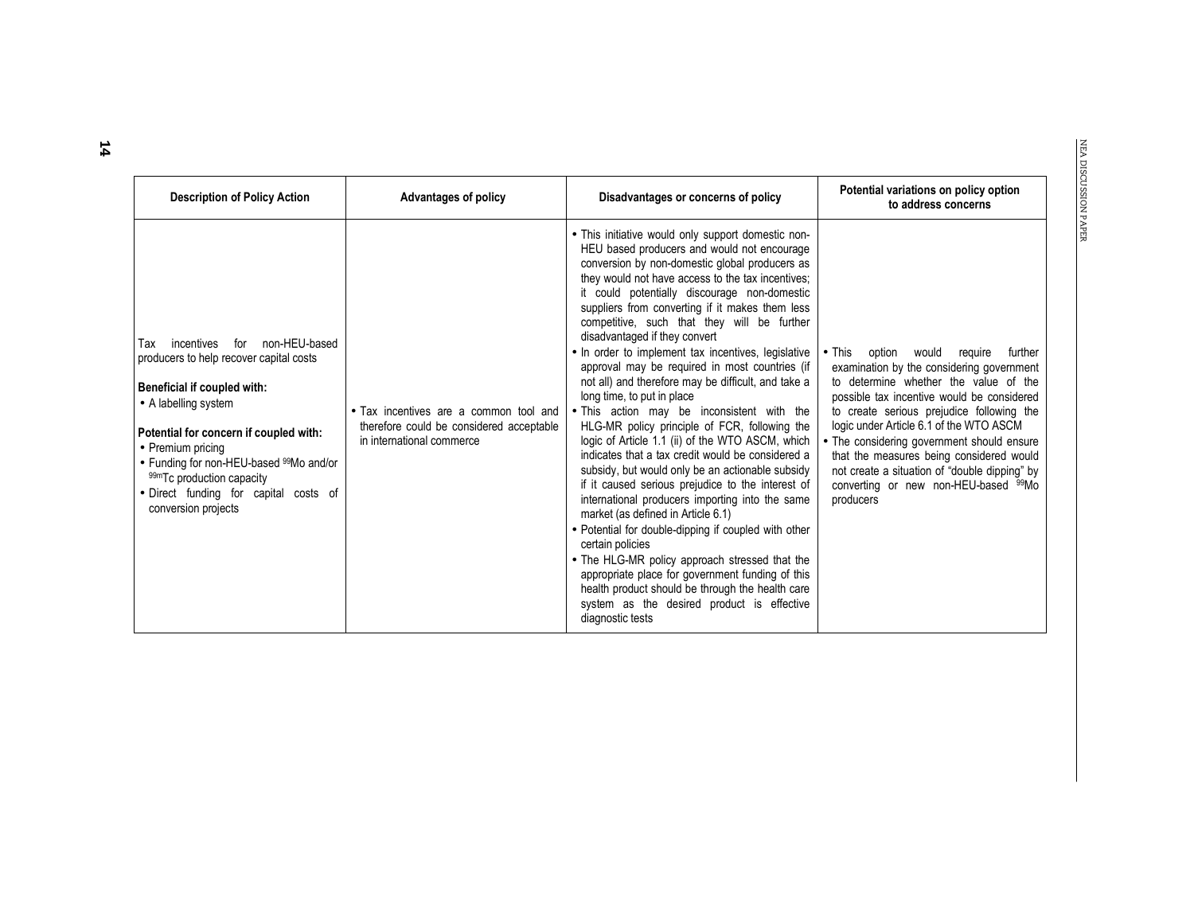| Description of Policy Action | Advantages of policy | Disadvantages or concerns of policy | Potential variations on policy option to address concerns |
|---|---|---|---|
| Tax incentives for non-HEU-based producers to help recover capital costs<br><br>**Beneficial if coupled with:**<br>• A labelling system<br><br>**Potential for concern if coupled with:**<br>• Premium pricing<br>• Funding for non-HEU-based $^{99}$Mo and/or $^{99m}$Tc production capacity<br>• Direct funding for capital costs of conversion projects | • Tax incentives are a common tool and therefore could be considered acceptable in international commerce | • This initiative would only support domestic non-HEU based producers and would not encourage conversion by non-domestic global producers as they would not have access to the tax incentives; it could potentially discourage non-domestic suppliers from converting if it makes them less competitive, such that they will be further disadvantaged if they convert<br>• In order to implement tax incentives, legislative approval may be required in most countries (if not all) and therefore may be difficult, and take a long time, to put in place<br>• This action may be inconsistent with the HLG-MR policy principle of FCR, following the logic of Article 1.1 (ii) of the WTO ASCM, which indicates that a tax credit would be considered a subsidy, but would only be an actionable subsidy if it caused serious prejudice to the interest of international producers importing into the same market (as defined in Article 6.1)<br>• Potential for double-dipping if coupled with other certain policies<br>• The HLG-MR policy approach stressed that the appropriate place for government funding of this health product should be through the health care system as the desired product is effective diagnostic tests | • This option would require further examination by the considering government to determine whether the value of the possible tax incentive would be considered to create serious prejudice following the logic under Article 6.1 of the WTO ASCM<br>• The considering government should ensure that the measures being considered would not create a situation of "double dipping" by converting or new non-HEU-based $^{99}$Mo producers |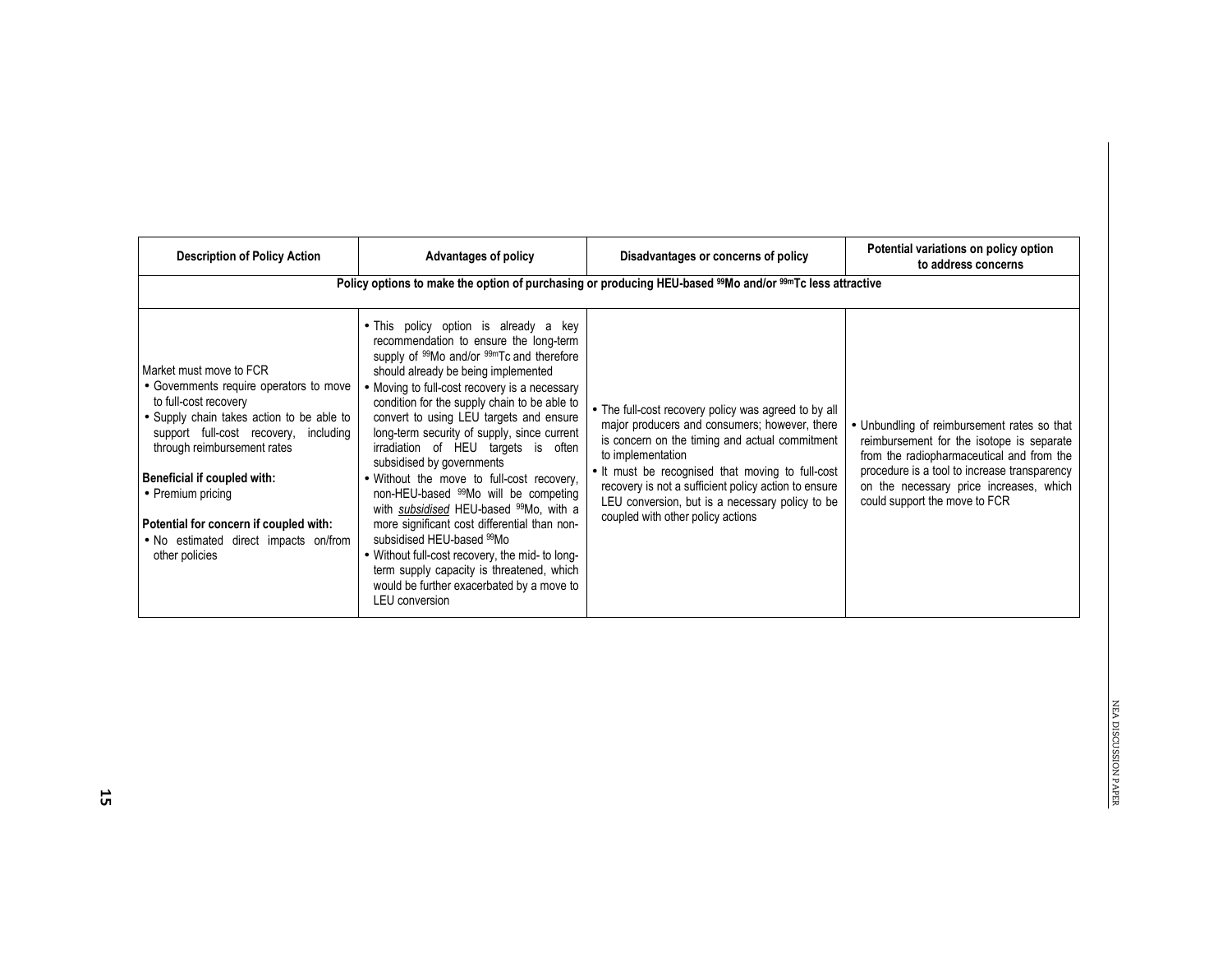| Description of Policy Action | Advantages of policy | Disadvantages or concerns of policy | Potential variations on policy option to address concerns |
|---|---|---|---|
| **Policy options to make the option of purchasing or producing HEU-based $^{99}$Mo and/or $^{99m}$Tc less attractive** | | | |
| Market must move to FCR<br>• Governments require operators to move to full-cost recovery<br>• Supply chain takes action to be able to support full-cost recovery, including through reimbursement rates<br><br>**Beneficial if coupled with:**<br>• Premium pricing<br><br>**Potential for concern if coupled with:**<br>• No estimated direct impacts on/from other policies | • This policy option is already a key recommendation to ensure the long-term supply of $^{99}$Mo and/or $^{99m}$Tc and therefore should already be being implemented<br>• Moving to full-cost recovery is a necessary condition for the supply chain to be able to convert to using LEU targets and ensure long-term security of supply, since current irradiation of HEU targets is often subsidised by governments<br>• Without the move to full-cost recovery, non-HEU-based $^{99}$Mo will be competing with ***subsidised*** HEU-based $^{99}$Mo, with a more significant cost differential than non-subsidised HEU-based $^{99}$Mo<br>• Without full-cost recovery, the mid- to long-term supply capacity is threatened, which would be further exacerbated by a move to LEU conversion | • The full-cost recovery policy was agreed to by all major producers and consumers; however, there is concern on the timing and actual commitment to implementation<br>• It must be recognised that moving to full-cost recovery is not a sufficient policy action to ensure LEU conversion, but is a necessary policy to be coupled with other policy actions | • Unbundling of reimbursement rates so that reimbursement for the isotope is separate from the radiopharmaceutical and from the procedure is a tool to increase transparency on the necessary price increases, which could support the move to FCR |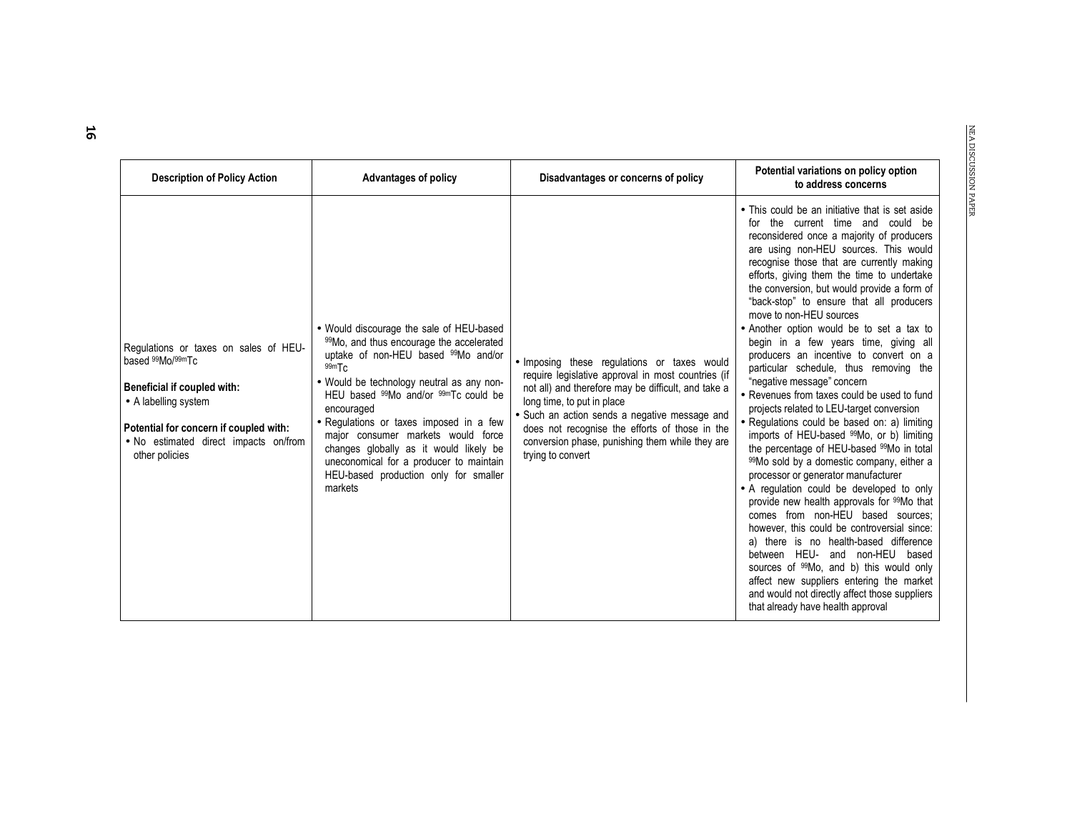| Description of Policy Action | Advantages of policy | Disadvantages or concerns of policy | Potential variations on policy option to address concerns |
|---|---|---|---|
| Regulations or taxes on sales of HEU-based $^{99}$Mo/$^{99m}$Tc<br><br>**Beneficial if coupled with:**<br>• A labelling system<br><br>**Potential for concern if coupled with:**<br>• No estimated direct impacts on/from other policies | • Would discourage the sale of HEU-based $^{99}$Mo, and thus encourage the accelerated uptake of non-HEU based $^{99}$Mo and/or $^{99m}$Tc<br>• Would be technology neutral as any non-HEU based $^{99}$Mo and/or $^{99m}$Tc could be encouraged<br>• Regulations or taxes imposed in a few major consumer markets would force changes globally as it would likely be uneconomical for a producer to maintain HEU-based production only for smaller markets | • Imposing these regulations or taxes would require legislative approval in most countries (if not all) and therefore may be difficult, and take a long time, to put in place<br>• Such an action sends a negative message and does not recognise the efforts of those in the conversion phase, punishing them while they are trying to convert | • This could be an initiative that is set aside for the current time and could be reconsidered once a majority of producers are using non-HEU sources. This would recognise those that are currently making efforts, giving them the time to undertake the conversion, but would provide a form of "back-stop" to ensure that all producers move to non-HEU sources<br>• Another option would be to set a tax to begin in a few years time, giving all producers an incentive to convert on a particular schedule, thus removing the "negative message" concern<br>• Revenues from taxes could be used to fund projects related to LEU-target conversion<br>• Regulations could be based on: a) limiting imports of HEU-based $^{99}$Mo, or b) limiting the percentage of HEU-based $^{99}$Mo in total $^{99}$Mo sold by a domestic company, either a processor or generator manufacturer<br>• A regulation could be developed to only provide new health approvals for $^{99}$Mo that comes from non-HEU based sources; however, this could be controversial since: a) there is no health-based difference between HEU- and non-HEU based sources of $^{99}$Mo, and b) this would only affect new suppliers entering the market and would not directly affect those suppliers that already have health approval |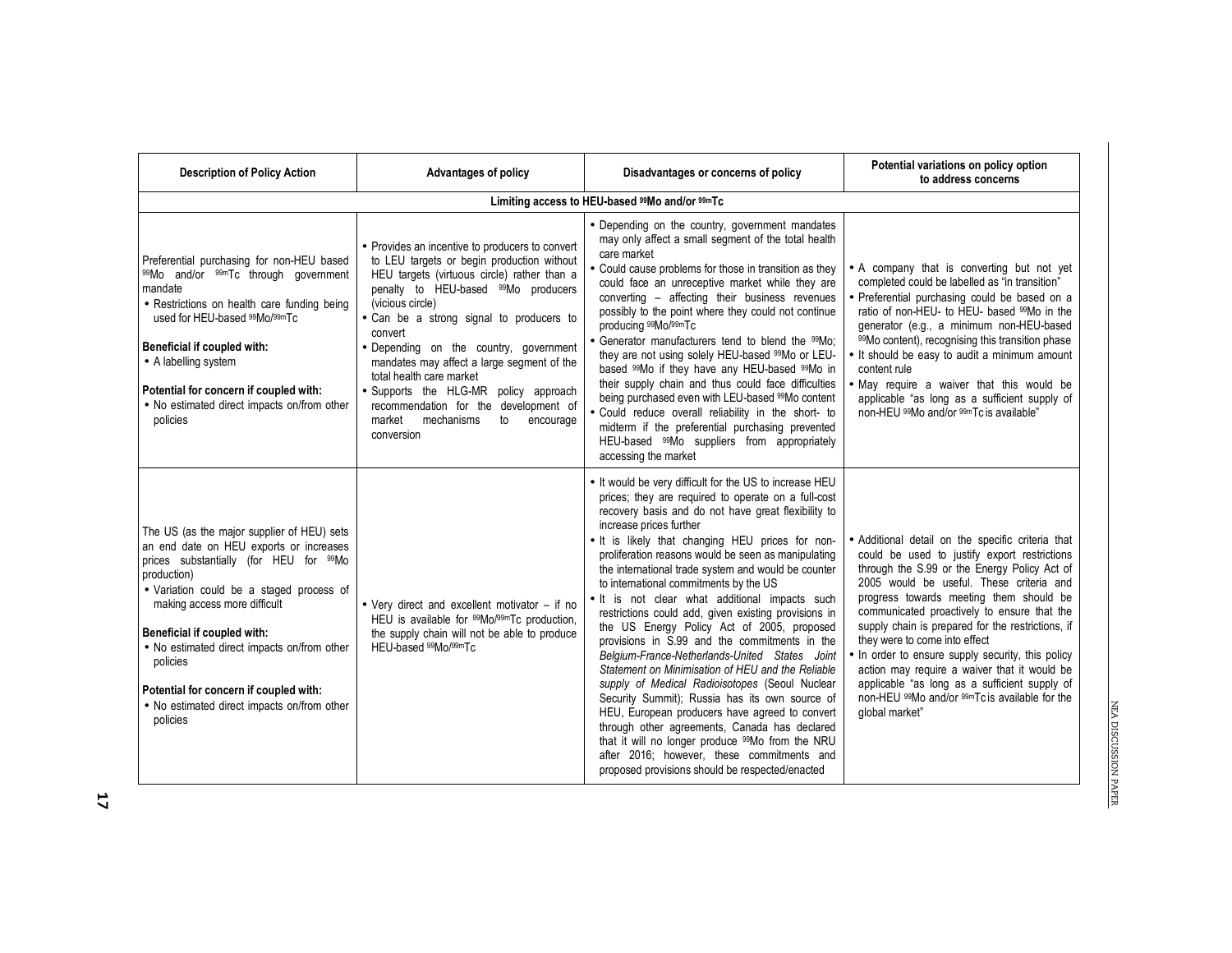| Description of Policy Action | Advantages of policy | Disadvantages or concerns of policy | Potential variations on policy option to address concerns |
|---|---|---|---|
| **Limiting access to HEU-based $^{99}$Mo and/or $^{99m}$Tc** | | | |
| Preferential purchasing for non-HEU based $^{99}$Mo and/or $^{99m}$Tc through government mandate<br>• Restrictions on health care funding being used for HEU-based $^{99}$Mo/$^{99m}$Tc<br><br>**Beneficial if coupled with:**<br>• A labelling system<br><br>**Potential for concern if coupled with:**<br>• No estimated direct impacts on/from other policies | • Provides an incentive to producers to convert to LEU targets or begin production without HEU targets (virtuous circle) rather than a penalty to HEU-based $^{99}$Mo producers (vicious circle)<br>• Can be a strong signal to producers to convert<br>• Depending on the country, government mandates may affect a large segment of the total health care market<br>• Supports the HLG-MR policy approach recommendation for the development of market mechanisms to encourage conversion | • Depending on the country, government mandates may only affect a small segment of the total health care market<br>• Could cause problems for those in transition as they could face an unreceptive market while they are converting – affecting their business revenues possibly to the point where they could not continue producing $^{99}$Mo/$^{99m}$Tc<br>• Generator manufacturers tend to blend the $^{99}$Mo; they are not using solely HEU-based $^{99}$Mo or LEU-based $^{99}$Mo if they have any HEU-based $^{99}$Mo in their supply chain and thus could face difficulties being purchased even with LEU-based $^{99}$Mo content<br>• Could reduce overall reliability in the short- to midterm if the preferential purchasing prevented HEU-based $^{99}$Mo suppliers from appropriately accessing the market | • A company that is converting but not yet completed could be labelled as "in transition"<br>• Preferential purchasing could be based on a ratio of non-HEU- to HEU- based $^{99}$Mo in the generator (e.g., a minimum non-HEU-based $^{99}$Mo content), recognising this transition phase<br>• It should be easy to audit a minimum amount content rule<br>• May require a waiver that this would be applicable "as long as a sufficient supply of non-HEU $^{99}$Mo and/or $^{99m}$Tc is available" |
| The US (as the major supplier of HEU) sets an end date on HEU exports or increases prices substantially (for HEU for $^{99}$Mo production)<br>• Variation could be a staged process of making access more difficult<br><br>**Beneficial if coupled with:**<br>• No estimated direct impacts on/from other policies<br><br>**Potential for concern if coupled with:**<br>• No estimated direct impacts on/from other policies | • Very direct and excellent motivator – if no HEU is available for $^{99}$Mo/$^{99m}$Tc production, the supply chain will not be able to produce HEU-based $^{99}$Mo/$^{99m}$Tc | • It would be very difficult for the US to increase HEU prices; they are required to operate on a full-cost recovery basis and do not have great flexibility to increase prices further<br>• It is likely that changing HEU prices for non-proliferation reasons would be seen as manipulating the international trade system and would be counter to international commitments by the US<br>• It is not clear what additional impacts such restrictions could add, given existing provisions in the US Energy Policy Act of 2005, proposed provisions in S.99 and the commitments in the *Belgium-France-Netherlands-United States Joint Statement on Minimisation of HEU and the Reliable supply of Medical Radioisotopes* (Seoul Nuclear Security Summit); Russia has its own source of HEU, European producers have agreed to convert through other agreements, Canada has declared that it will no longer produce $^{99}$Mo from the NRU after 2016; however, these commitments and proposed provisions should be respected/enacted | • Additional detail on the specific criteria that could be used to justify export restrictions through the S.99 or the Energy Policy Act of 2005 would be useful. These criteria and progress towards meeting them should be communicated proactively to ensure that the supply chain is prepared for the restrictions, if they were to come into effect<br>• In order to ensure supply security, this policy action may require a waiver that it would be applicable "as long as a sufficient supply of non-HEU $^{99}$Mo and/or $^{99m}$Tc is available for the global market" |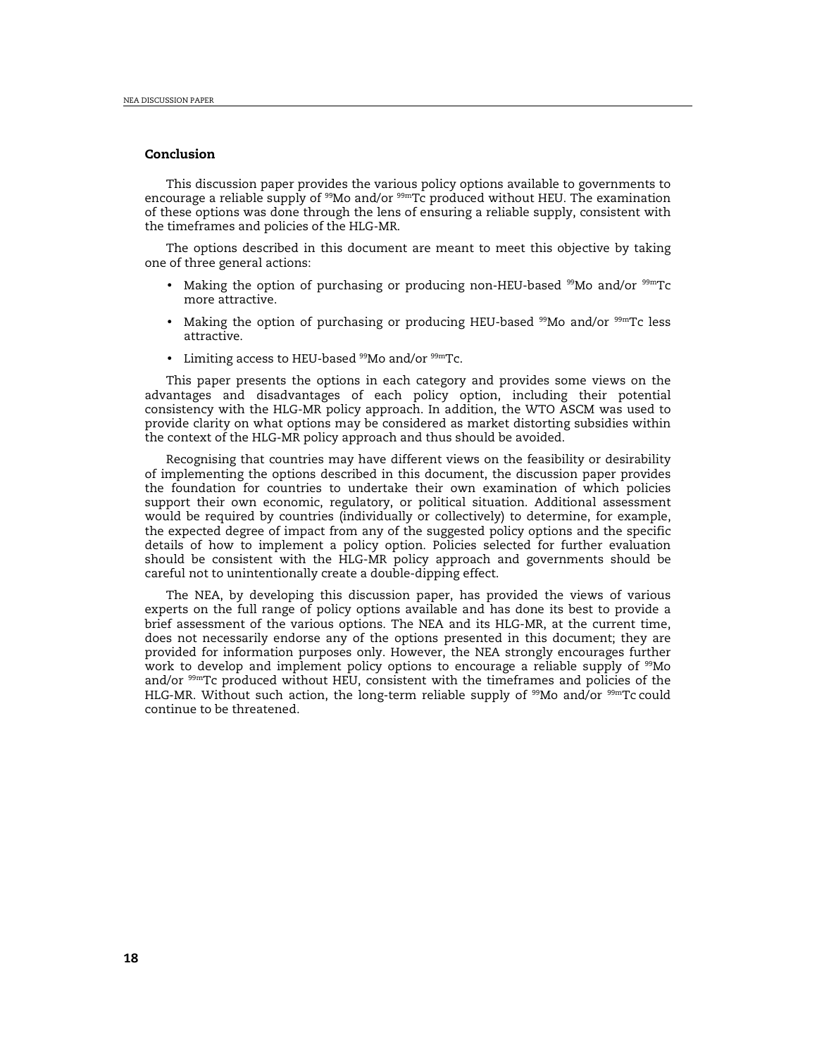## Conclusion

This discussion paper provides the various policy options available to governments to encourage a reliable supply of $^{99}$Mo and/or $^{99m}$Tc produced without HEU. The examination of these options was done through the lens of ensuring a reliable supply, consistent with the timeframes and policies of the HLG-MR.

The options described in this document are meant to meet this objective by taking one of three general actions:

- Making the option of purchasing or producing non-HEU-based $^{99}$Mo and/or $^{99m}$Tc more attractive.
- Making the option of purchasing or producing HEU-based $^{99}$Mo and/or $^{99m}$Tc less attractive.
- Limiting access to HEU-based $^{99}$Mo and/or $^{99m}$Tc.

This paper presents the options in each category and provides some views on the advantages and disadvantages of each policy option, including their potential consistency with the HLG-MR policy approach. In addition, the WTO ASCM was used to provide clarity on what options may be considered as market distorting subsidies within the context of the HLG-MR policy approach and thus should be avoided.

Recognising that countries may have different views on the feasibility or desirability of implementing the options described in this document, the discussion paper provides the foundation for countries to undertake their own examination of which policies support their own economic, regulatory, or political situation. Additional assessment would be required by countries (individually or collectively) to determine, for example, the expected degree of impact from any of the suggested policy options and the specific details of how to implement a policy option. Policies selected for further evaluation should be consistent with the HLG-MR policy approach and governments should be careful not to unintentionally create a double-dipping effect.

The NEA, by developing this discussion paper, has provided the views of various experts on the full range of policy options available and has done its best to provide a brief assessment of the various options. The NEA and its HLG-MR, at the current time, does not necessarily endorse any of the options presented in this document; they are provided for information purposes only. However, the NEA strongly encourages further work to develop and implement policy options to encourage a reliable supply of $^{99}$Mo and/or $^{99m}$Tc produced without HEU, consistent with the timeframes and policies of the HLG-MR. Without such action, the long-term reliable supply of $^{99}$Mo and/or $^{99m}$Tc could continue to be threatened.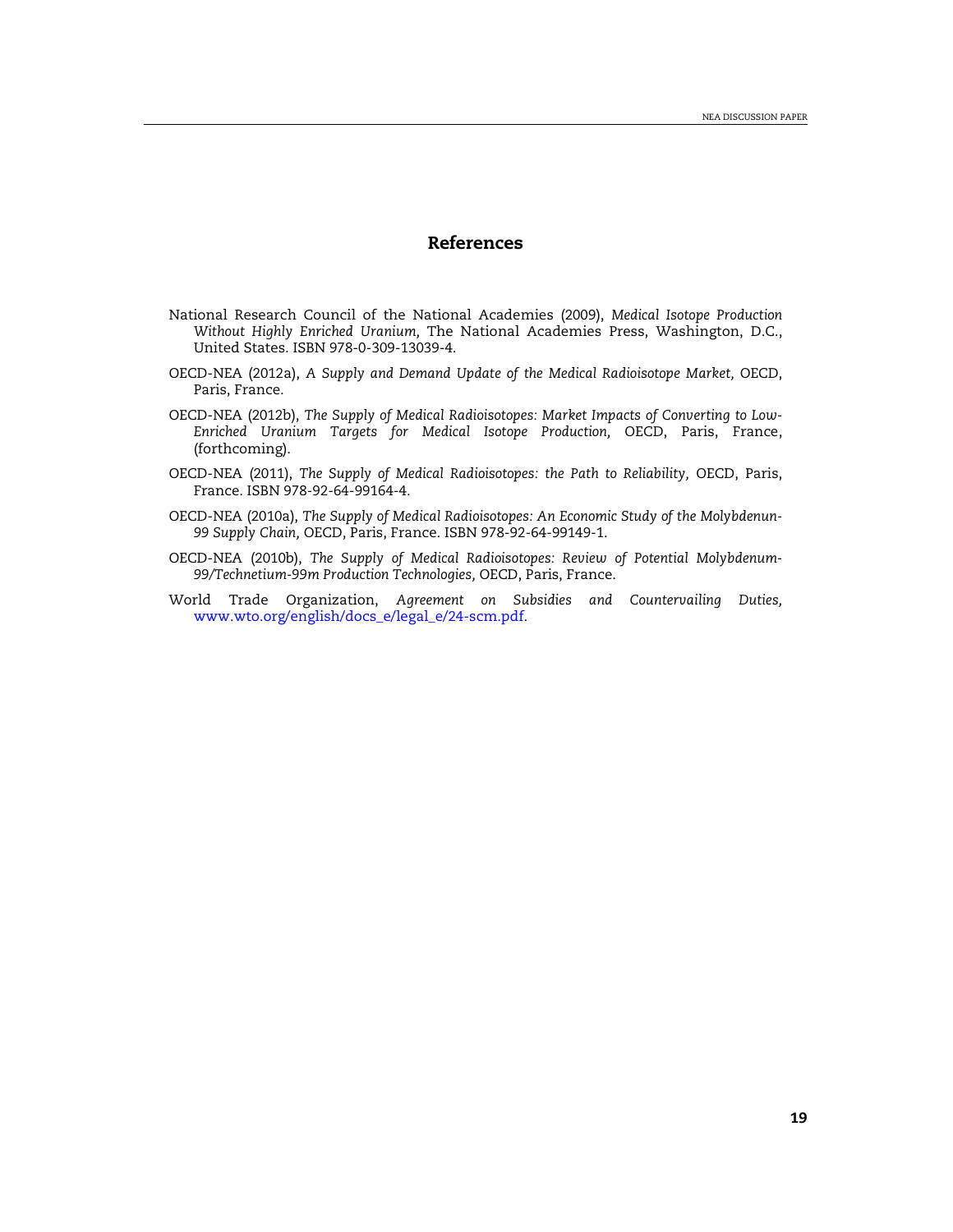# References

National Research Council of the National Academies (2009), *Medical Isotope Production Without Highly Enriched Uranium,* The National Academies Press, Washington, D.C., United States. ISBN 978-0-309-13039-4.

OECD-NEA (2012a), *A Supply and Demand Update of the Medical Radioisotope Market,* OECD, Paris, France.

OECD-NEA (2012b), *The Supply of Medical Radioisotopes: Market Impacts of Converting to Low-Enriched Uranium Targets for Medical Isotope Production,* OECD, Paris, France, (forthcoming).

OECD-NEA (2011), *The Supply of Medical Radioisotopes: the Path to Reliability,* OECD, Paris, France. ISBN 978-92-64-99164-4.

OECD-NEA (2010a), *The Supply of Medical Radioisotopes: An Economic Study of the Molybdenun-99 Supply Chain,* OECD, Paris, France. ISBN 978-92-64-99149-1.

OECD-NEA (2010b), *The Supply of Medical Radioisotopes: Review of Potential Molybdenum-99/Technetium-99m Production Technologies,* OECD, Paris, France.

World Trade Organization, *Agreement on Subsidies and Countervailing Duties,* www.wto.org/english/docs_e/legal_e/24-scm.pdf.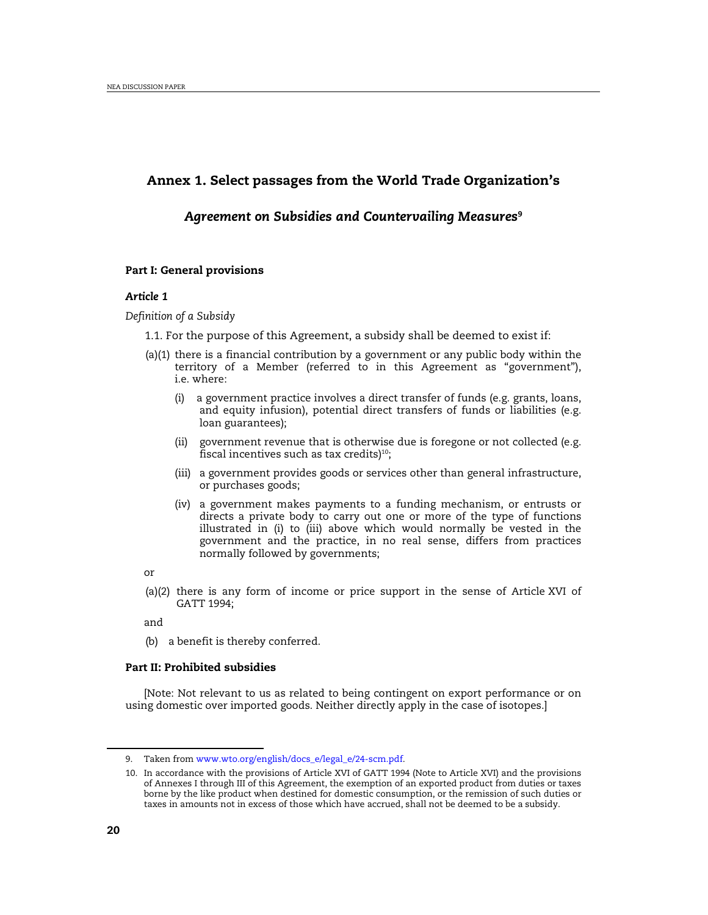## Annex 1. Select passages from the World Trade Organization's

### *Agreement on Subsidies and Countervailing Measures*[9]

#### Part I: General provisions

##### *Article 1*

*Definition of a Subsidy*

1.1. For the purpose of this Agreement, a subsidy shall be deemed to exist if:

(a)(1) there is a financial contribution by a government or any public body within the territory of a Member (referred to in this Agreement as "government"), i.e. where:

- (i) a government practice involves a direct transfer of funds (e.g. grants, loans, and equity infusion), potential direct transfers of funds or liabilities (e.g. loan guarantees);
- (ii) government revenue that is otherwise due is foregone or not collected (e.g. fiscal incentives such as tax credits)[10];
- (iii) a government provides goods or services other than general infrastructure, or purchases goods;
- (iv) a government makes payments to a funding mechanism, or entrusts or directs a private body to carry out one or more of the type of functions illustrated in (i) to (iii) above which would normally be vested in the government and the practice, in no real sense, differs from practices normally followed by governments;

or

(a)(2) there is any form of income or price support in the sense of Article XVI of GATT 1994;

and

(b) a benefit is thereby conferred.

#### Part II: Prohibited subsidies

[Note: Not relevant to us as related to being contingent on export performance or on using domestic over imported goods. Neither directly apply in the case of isotopes.]

---

9. Taken from www.wto.org/english/docs_e/legal_e/24-scm.pdf.

10. In accordance with the provisions of Article XVI of GATT 1994 (Note to Article XVI) and the provisions of Annexes I through III of this Agreement, the exemption of an exported product from duties or taxes borne by the like product when destined for domestic consumption, or the remission of such duties or taxes in amounts not in excess of those which have accrued, shall not be deemed to be a subsidy.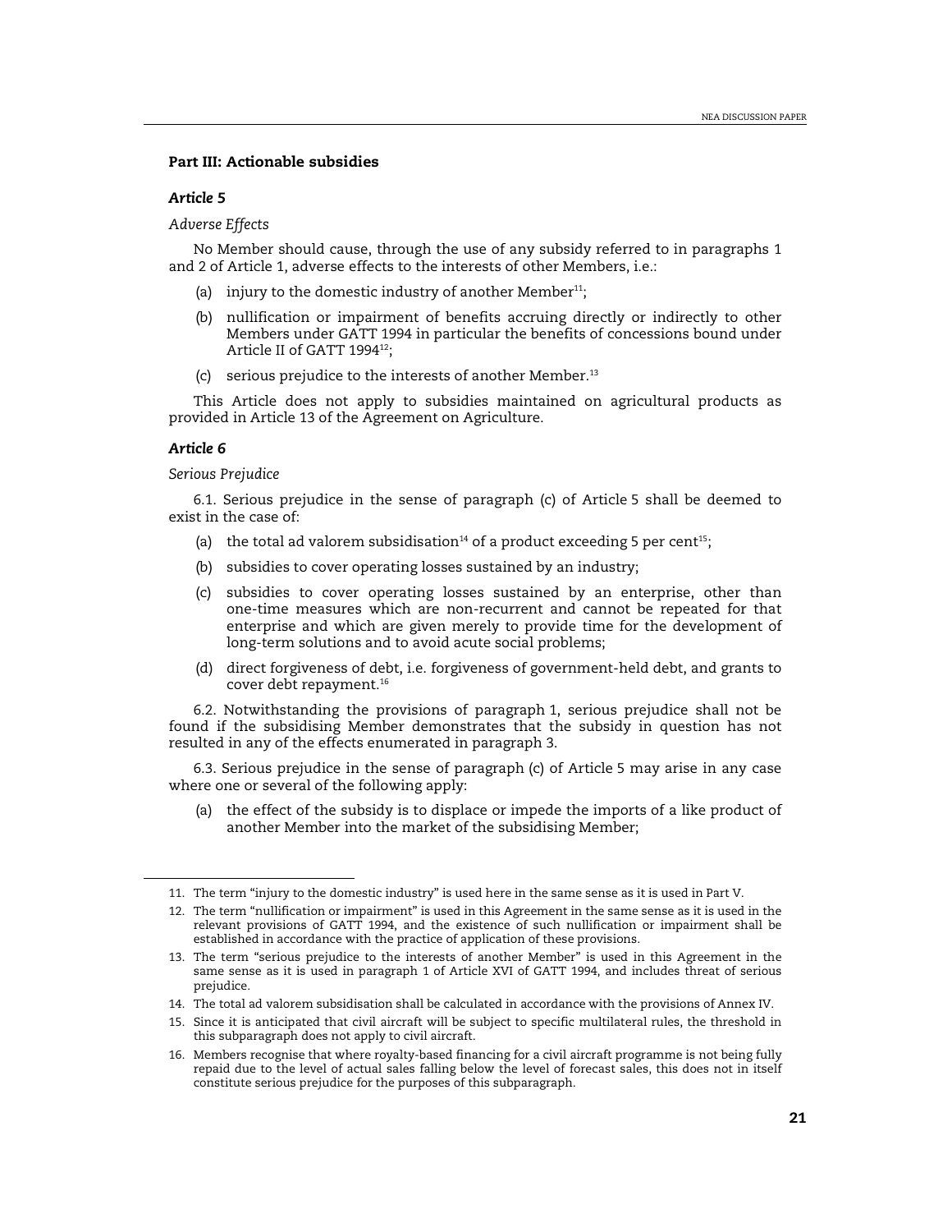### Part III: Actionable subsidies

#### *Article 5*

*Adverse Effects*

No Member should cause, through the use of any subsidy referred to in paragraphs 1 and 2 of Article 1, adverse effects to the interests of other Members, i.e.:

(a) injury to the domestic industry of another Member[11];

(b) nullification or impairment of benefits accruing directly or indirectly to other Members under GATT 1994 in particular the benefits of concessions bound under Article II of GATT 1994[12];

(c) serious prejudice to the interests of another Member.[13]

This Article does not apply to subsidies maintained on agricultural products as provided in Article 13 of the Agreement on Agriculture.

#### *Article 6*

*Serious Prejudice*

6.1. Serious prejudice in the sense of paragraph (c) of Article 5 shall be deemed to exist in the case of:

(a) the total ad valorem subsidisation[14] of a product exceeding 5 per cent[15];

(b) subsidies to cover operating losses sustained by an industry;

(c) subsidies to cover operating losses sustained by an enterprise, other than one-time measures which are non-recurrent and cannot be repeated for that enterprise and which are given merely to provide time for the development of long-term solutions and to avoid acute social problems;

(d) direct forgiveness of debt, i.e. forgiveness of government-held debt, and grants to cover debt repayment.[16]

6.2. Notwithstanding the provisions of paragraph 1, serious prejudice shall not be found if the subsidising Member demonstrates that the subsidy in question has not resulted in any of the effects enumerated in paragraph 3.

6.3. Serious prejudice in the sense of paragraph (c) of Article 5 may arise in any case where one or several of the following apply:

(a) the effect of the subsidy is to displace or impede the imports of a like product of another Member into the market of the subsidising Member;

---

11. The term "injury to the domestic industry" is used here in the same sense as it is used in Part V.
12. The term "nullification or impairment" is used in this Agreement in the same sense as it is used in the relevant provisions of GATT 1994, and the existence of such nullification or impairment shall be established in accordance with the practice of application of these provisions.
13. The term "serious prejudice to the interests of another Member" is used in this Agreement in the same sense as it is used in paragraph 1 of Article XVI of GATT 1994, and includes threat of serious prejudice.
14. The total ad valorem subsidisation shall be calculated in accordance with the provisions of Annex IV.
15. Since it is anticipated that civil aircraft will be subject to specific multilateral rules, the threshold in this subparagraph does not apply to civil aircraft.
16. Members recognise that where royalty-based financing for a civil aircraft programme is not being fully repaid due to the level of actual sales falling below the level of forecast sales, this does not in itself constitute serious prejudice for the purposes of this subparagraph.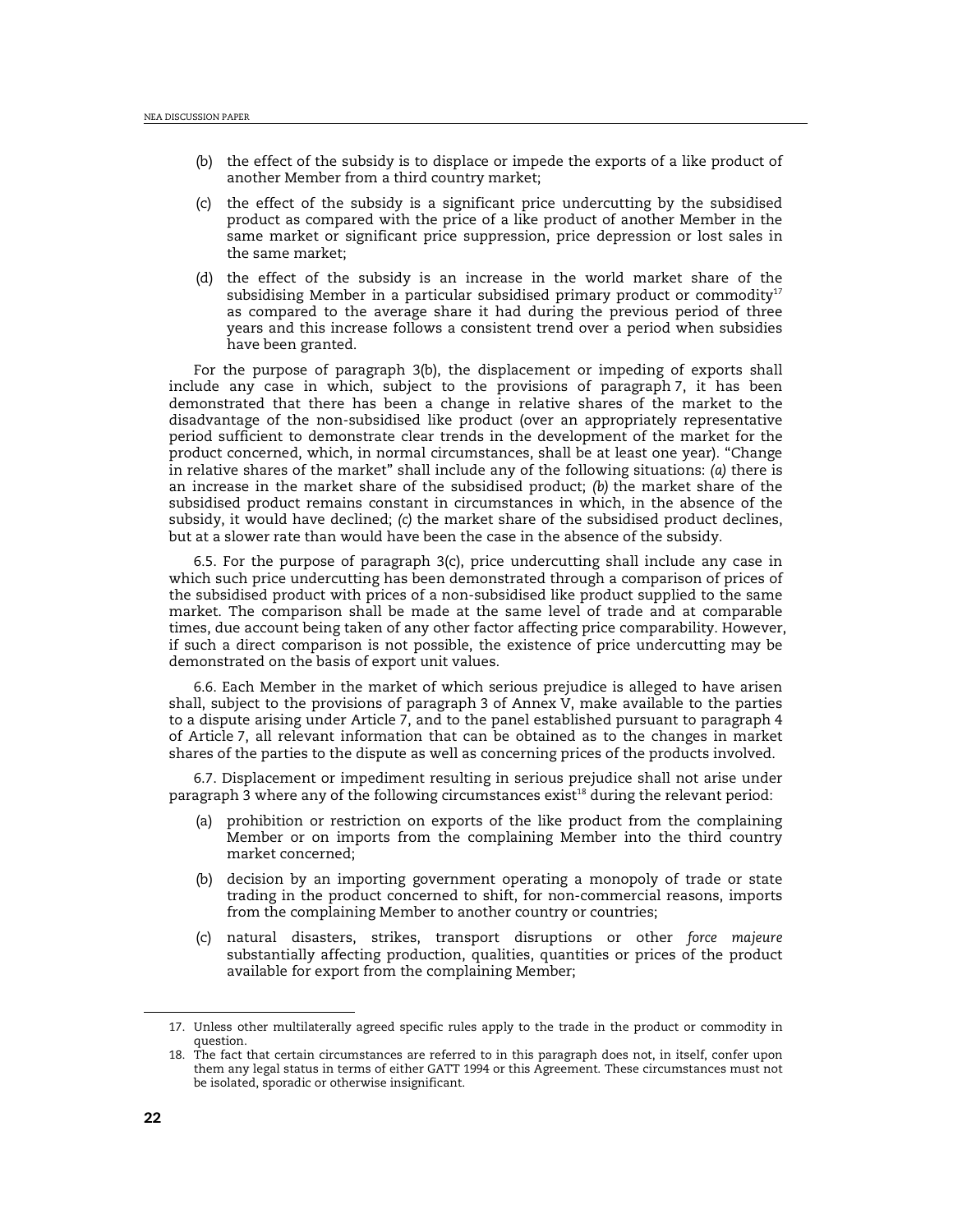(b) the effect of the subsidy is to displace or impede the exports of a like product of another Member from a third country market;

(c) the effect of the subsidy is a significant price undercutting by the subsidised product as compared with the price of a like product of another Member in the same market or significant price suppression, price depression or lost sales in the same market;

(d) the effect of the subsidy is an increase in the world market share of the subsidising Member in a particular subsidised primary product or commodity[17] as compared to the average share it had during the previous period of three years and this increase follows a consistent trend over a period when subsidies have been granted.

For the purpose of paragraph 3(b), the displacement or impeding of exports shall include any case in which, subject to the provisions of paragraph 7, it has been demonstrated that there has been a change in relative shares of the market to the disadvantage of the non-subsidised like product (over an appropriately representative period sufficient to demonstrate clear trends in the development of the market for the product concerned, which, in normal circumstances, shall be at least one year). "Change in relative shares of the market" shall include any of the following situations: *(a)* there is an increase in the market share of the subsidised product; *(b)* the market share of the subsidised product remains constant in circumstances in which, in the absence of the subsidy, it would have declined; *(c)* the market share of the subsidised product declines, but at a slower rate than would have been the case in the absence of the subsidy.

6.5. For the purpose of paragraph 3(c), price undercutting shall include any case in which such price undercutting has been demonstrated through a comparison of prices of the subsidised product with prices of a non-subsidised like product supplied to the same market. The comparison shall be made at the same level of trade and at comparable times, due account being taken of any other factor affecting price comparability. However, if such a direct comparison is not possible, the existence of price undercutting may be demonstrated on the basis of export unit values.

6.6. Each Member in the market of which serious prejudice is alleged to have arisen shall, subject to the provisions of paragraph 3 of Annex V, make available to the parties to a dispute arising under Article 7, and to the panel established pursuant to paragraph 4 of Article 7, all relevant information that can be obtained as to the changes in market shares of the parties to the dispute as well as concerning prices of the products involved.

6.7. Displacement or impediment resulting in serious prejudice shall not arise under paragraph 3 where any of the following circumstances exist[18] during the relevant period:

(a) prohibition or restriction on exports of the like product from the complaining Member or on imports from the complaining Member into the third country market concerned;

(b) decision by an importing government operating a monopoly of trade or state trading in the product concerned to shift, for non-commercial reasons, imports from the complaining Member to another country or countries;

(c) natural disasters, strikes, transport disruptions or other *force majeure* substantially affecting production, qualities, quantities or prices of the product available for export from the complaining Member;

---

17. Unless other multilaterally agreed specific rules apply to the trade in the product or commodity in question.

18. The fact that certain circumstances are referred to in this paragraph does not, in itself, confer upon them any legal status in terms of either GATT 1994 or this Agreement. These circumstances must not be isolated, sporadic or otherwise insignificant.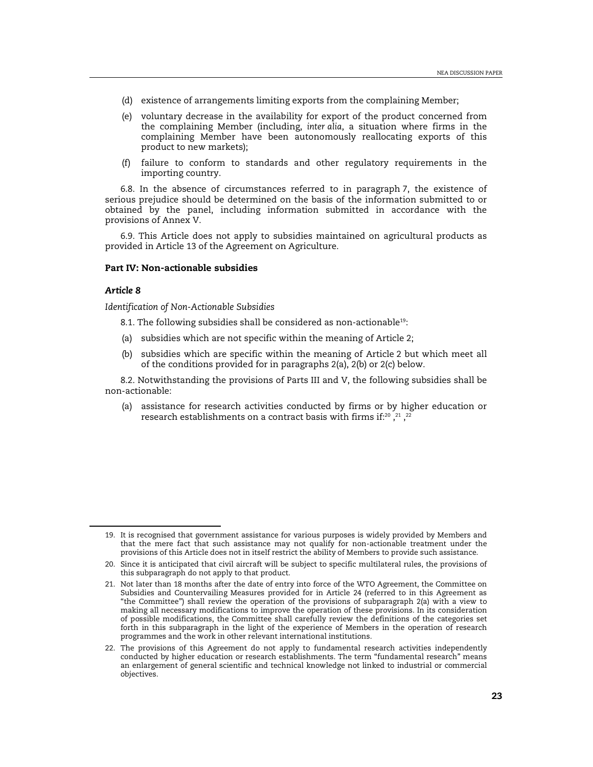(d) existence of arrangements limiting exports from the complaining Member;

(e) voluntary decrease in the availability for export of the product concerned from the complaining Member (including, *inter alia*, a situation where firms in the complaining Member have been autonomously reallocating exports of this product to new markets);

(f) failure to conform to standards and other regulatory requirements in the importing country.

6.8. In the absence of circumstances referred to in paragraph 7, the existence of serious prejudice should be determined on the basis of the information submitted to or obtained by the panel, including information submitted in accordance with the provisions of Annex V.

6.9. This Article does not apply to subsidies maintained on agricultural products as provided in Article 13 of the Agreement on Agriculture.

### Part IV: Non-actionable subsidies

#### *Article 8*

*Identification of Non-Actionable Subsidies*

8.1. The following subsidies shall be considered as non-actionable[19]:

(a) subsidies which are not specific within the meaning of Article 2;

(b) subsidies which are specific within the meaning of Article 2 but which meet all of the conditions provided for in paragraphs 2(a), 2(b) or 2(c) below.

8.2. Notwithstanding the provisions of Parts III and V, the following subsidies shall be non-actionable:

(a) assistance for research activities conducted by firms or by higher education or research establishments on a contract basis with firms if:[20], [21], [22]

---

19. It is recognised that government assistance for various purposes is widely provided by Members and that the mere fact that such assistance may not qualify for non-actionable treatment under the provisions of this Article does not in itself restrict the ability of Members to provide such assistance.

20. Since it is anticipated that civil aircraft will be subject to specific multilateral rules, the provisions of this subparagraph do not apply to that product.

21. Not later than 18 months after the date of entry into force of the WTO Agreement, the Committee on Subsidies and Countervailing Measures provided for in Article 24 (referred to in this Agreement as "the Committee") shall review the operation of the provisions of subparagraph 2(a) with a view to making all necessary modifications to improve the operation of these provisions. In its consideration of possible modifications, the Committee shall carefully review the definitions of the categories set forth in this subparagraph in the light of the experience of Members in the operation of research programmes and the work in other relevant international institutions.

22. The provisions of this Agreement do not apply to fundamental research activities independently conducted by higher education or research establishments. The term "fundamental research" means an enlargement of general scientific and technical knowledge not linked to industrial or commercial objectives.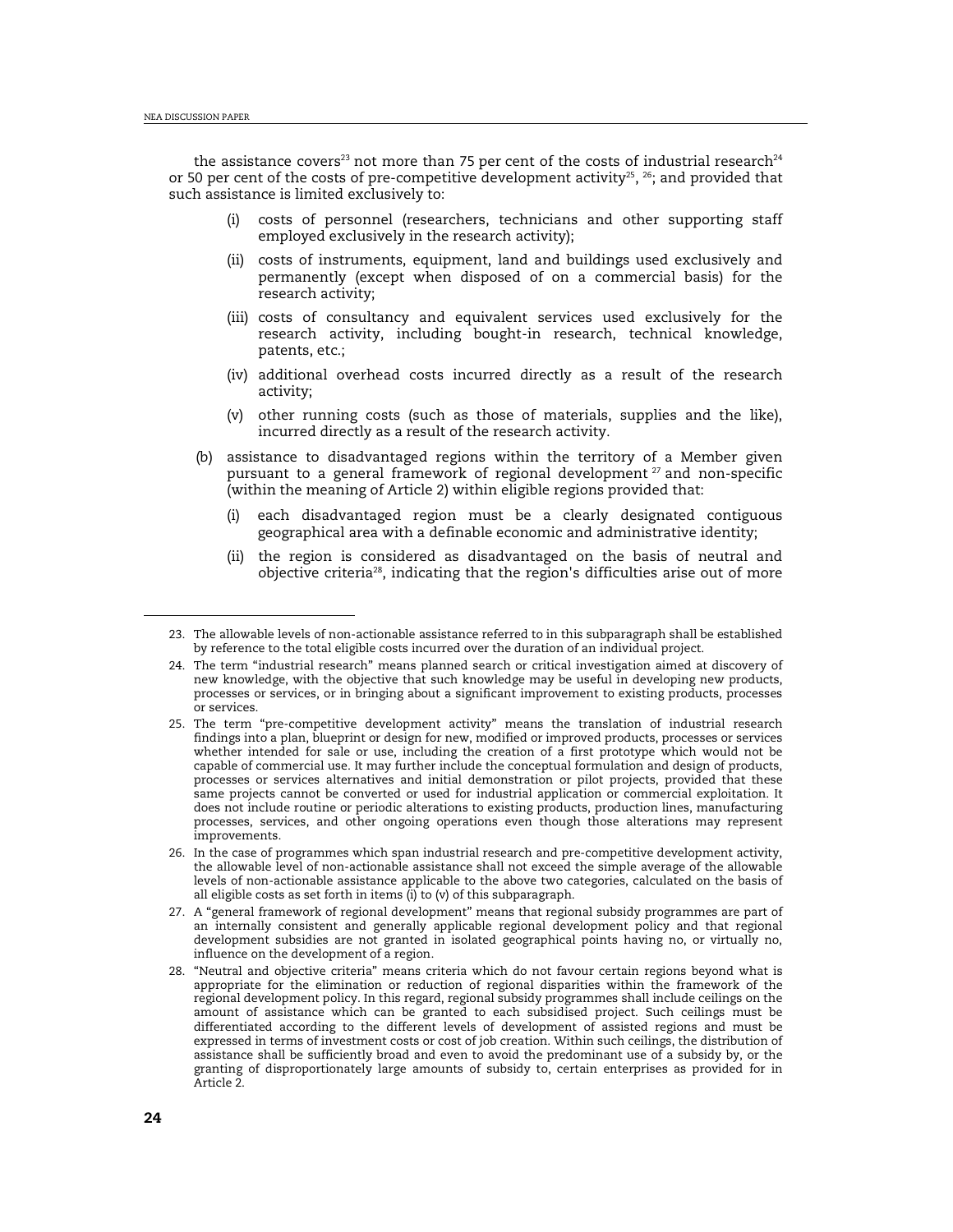the assistance covers[23] not more than 75 per cent of the costs of industrial research[24] or 50 per cent of the costs of pre-competitive development activity[25], [26]; and provided that such assistance is limited exclusively to:

(i) costs of personnel (researchers, technicians and other supporting staff employed exclusively in the research activity);

(ii) costs of instruments, equipment, land and buildings used exclusively and permanently (except when disposed of on a commercial basis) for the research activity;

(iii) costs of consultancy and equivalent services used exclusively for the research activity, including bought-in research, technical knowledge, patents, etc.;

(iv) additional overhead costs incurred directly as a result of the research activity;

(v) other running costs (such as those of materials, supplies and the like), incurred directly as a result of the research activity.

(b) assistance to disadvantaged regions within the territory of a Member given pursuant to a general framework of regional development [27] and non-specific (within the meaning of Article 2) within eligible regions provided that:

(i) each disadvantaged region must be a clearly designated contiguous geographical area with a definable economic and administrative identity;

(ii) the region is considered as disadvantaged on the basis of neutral and objective criteria[28], indicating that the region's difficulties arise out of more

---

23. The allowable levels of non-actionable assistance referred to in this subparagraph shall be established by reference to the total eligible costs incurred over the duration of an individual project.

24. The term "industrial research" means planned search or critical investigation aimed at discovery of new knowledge, with the objective that such knowledge may be useful in developing new products, processes or services, or in bringing about a significant improvement to existing products, processes or services.

25. The term "pre-competitive development activity" means the translation of industrial research findings into a plan, blueprint or design for new, modified or improved products, processes or services whether intended for sale or use, including the creation of a first prototype which would not be capable of commercial use. It may further include the conceptual formulation and design of products, processes or services alternatives and initial demonstration or pilot projects, provided that these same projects cannot be converted or used for industrial application or commercial exploitation. It does not include routine or periodic alterations to existing products, production lines, manufacturing processes, services, and other ongoing operations even though those alterations may represent improvements.

26. In the case of programmes which span industrial research and pre-competitive development activity, the allowable level of non-actionable assistance shall not exceed the simple average of the allowable levels of non-actionable assistance applicable to the above two categories, calculated on the basis of all eligible costs as set forth in items (i) to (v) of this subparagraph.

27. A "general framework of regional development" means that regional subsidy programmes are part of an internally consistent and generally applicable regional development policy and that regional development subsidies are not granted in isolated geographical points having no, or virtually no, influence on the development of a region.

28. "Neutral and objective criteria" means criteria which do not favour certain regions beyond what is appropriate for the elimination or reduction of regional disparities within the framework of the regional development policy. In this regard, regional subsidy programmes shall include ceilings on the amount of assistance which can be granted to each subsidised project. Such ceilings must be differentiated according to the different levels of development of assisted regions and must be expressed in terms of investment costs or cost of job creation. Within such ceilings, the distribution of assistance shall be sufficiently broad and even to avoid the predominant use of a subsidy by, or the granting of disproportionately large amounts of subsidy to, certain enterprises as provided for in Article 2.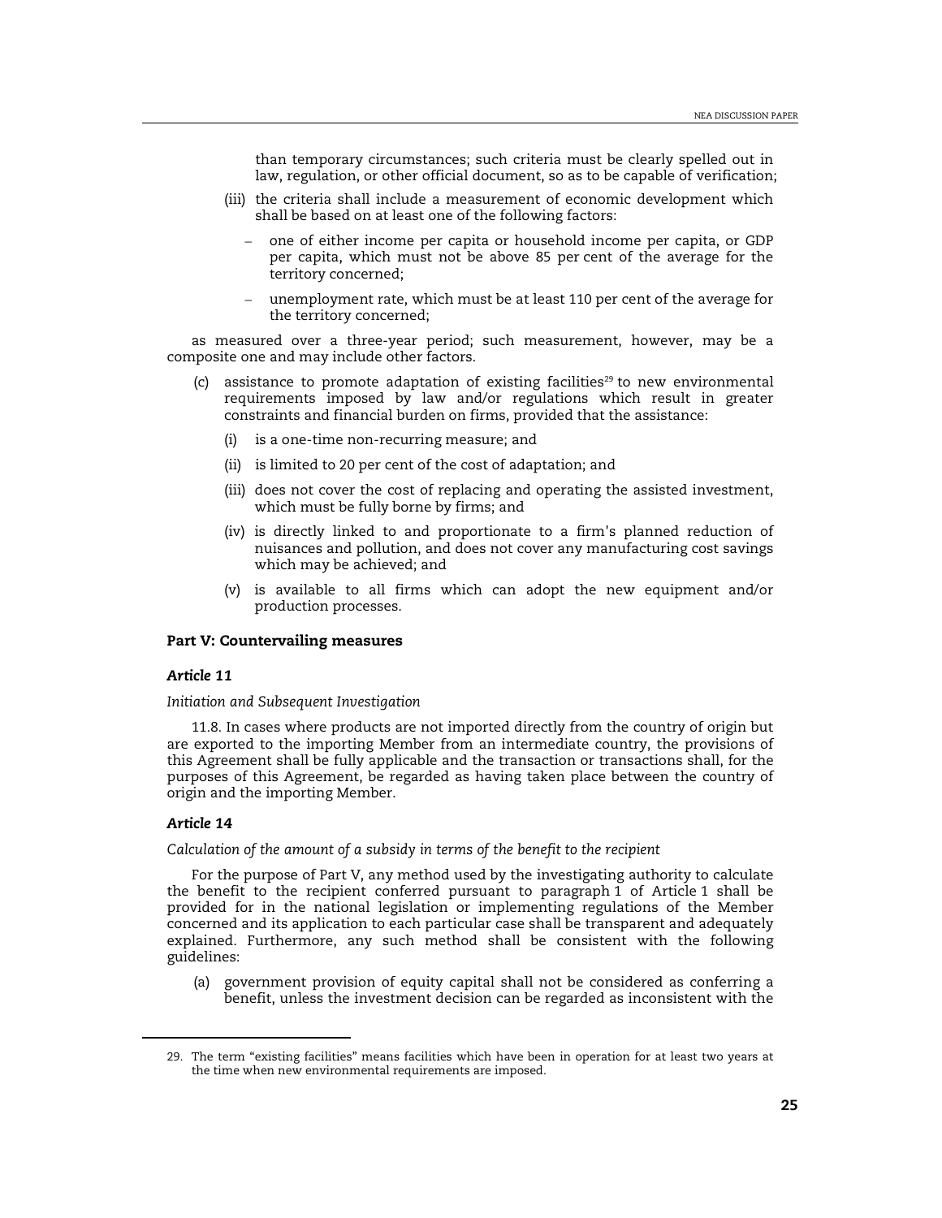than temporary circumstances; such criteria must be clearly spelled out in law, regulation, or other official document, so as to be capable of verification;

(iii) the criteria shall include a measurement of economic development which shall be based on at least one of the following factors:

- one of either income per capita or household income per capita, or GDP per capita, which must not be above 85 per cent of the average for the territory concerned;
- unemployment rate, which must be at least 110 per cent of the average for the territory concerned;

as measured over a three-year period; such measurement, however, may be a composite one and may include other factors.

(c) assistance to promote adaptation of existing facilities[29] to new environmental requirements imposed by law and/or regulations which result in greater constraints and financial burden on firms, provided that the assistance:

(i) is a one-time non-recurring measure; and

(ii) is limited to 20 per cent of the cost of adaptation; and

(iii) does not cover the cost of replacing and operating the assisted investment, which must be fully borne by firms; and

(iv) is directly linked to and proportionate to a firm's planned reduction of nuisances and pollution, and does not cover any manufacturing cost savings which may be achieved; and

(v) is available to all firms which can adopt the new equipment and/or production processes.

**Part V: Countervailing measures**

***Article 11***

*Initiation and Subsequent Investigation*

11.8. In cases where products are not imported directly from the country of origin but are exported to the importing Member from an intermediate country, the provisions of this Agreement shall be fully applicable and the transaction or transactions shall, for the purposes of this Agreement, be regarded as having taken place between the country of origin and the importing Member.

***Article 14***

*Calculation of the amount of a subsidy in terms of the benefit to the recipient*

For the purpose of Part V, any method used by the investigating authority to calculate the benefit to the recipient conferred pursuant to paragraph 1 of Article 1 shall be provided for in the national legislation or implementing regulations of the Member concerned and its application to each particular case shall be transparent and adequately explained. Furthermore, any such method shall be consistent with the following guidelines:

(a) government provision of equity capital shall not be considered as conferring a benefit, unless the investment decision can be regarded as inconsistent with the

29. The term "existing facilities" means facilities which have been in operation for at least two years at the time when new environmental requirements are imposed.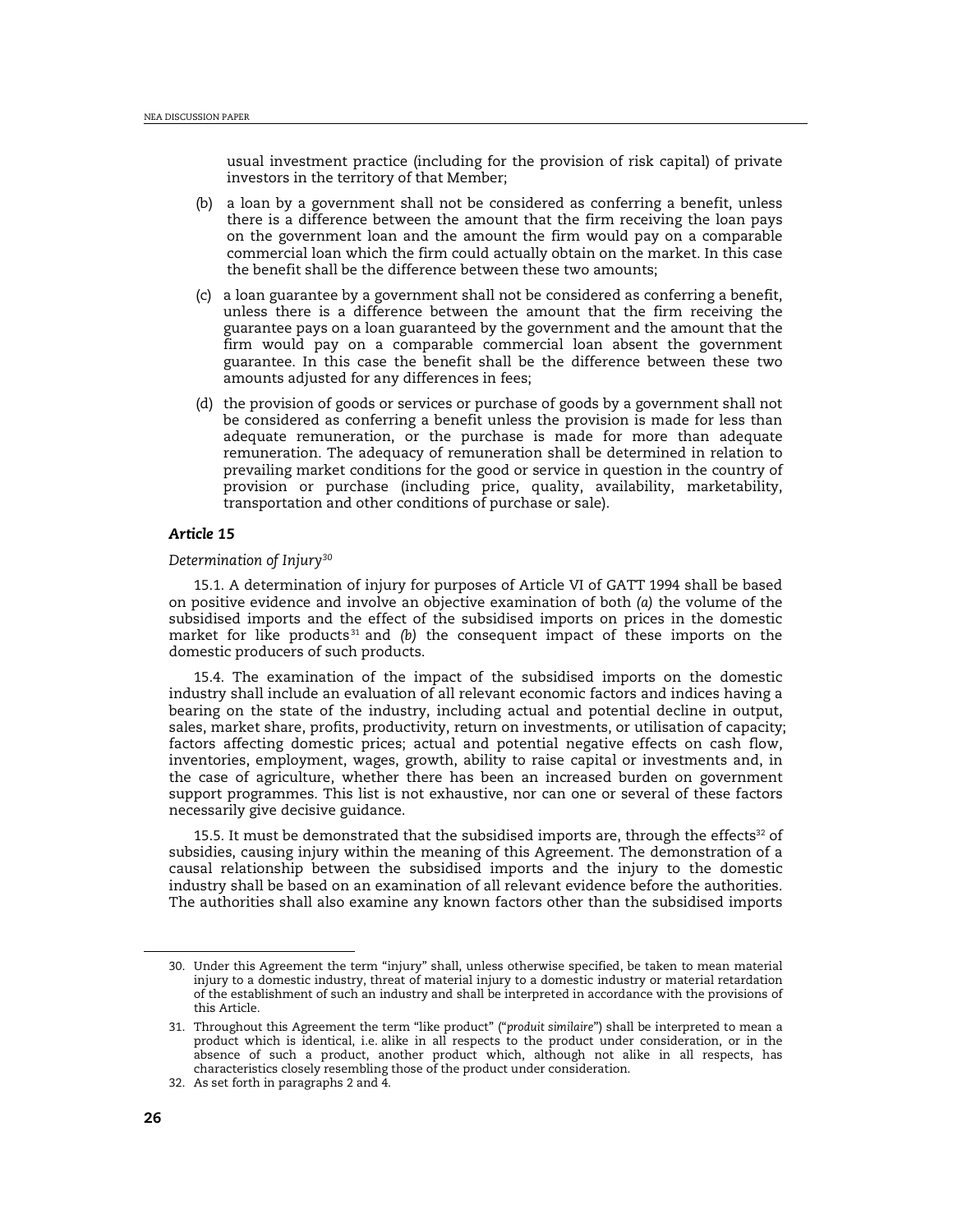usual investment practice (including for the provision of risk capital) of private investors in the territory of that Member;

(b) a loan by a government shall not be considered as conferring a benefit, unless there is a difference between the amount that the firm receiving the loan pays on the government loan and the amount the firm would pay on a comparable commercial loan which the firm could actually obtain on the market. In this case the benefit shall be the difference between these two amounts;

(c) a loan guarantee by a government shall not be considered as conferring a benefit, unless there is a difference between the amount that the firm receiving the guarantee pays on a loan guaranteed by the government and the amount that the firm would pay on a comparable commercial loan absent the government guarantee. In this case the benefit shall be the difference between these two amounts adjusted for any differences in fees;

(d) the provision of goods or services or purchase of goods by a government shall not be considered as conferring a benefit unless the provision is made for less than adequate remuneration, or the purchase is made for more than adequate remuneration. The adequacy of remuneration shall be determined in relation to prevailing market conditions for the good or service in question in the country of provision or purchase (including price, quality, availability, marketability, transportation and other conditions of purchase or sale).

### *Article 15*

*Determination of Injury*[30]

15.1. A determination of injury for purposes of Article VI of GATT 1994 shall be based on positive evidence and involve an objective examination of both *(a)* the volume of the subsidised imports and the effect of the subsidised imports on prices in the domestic market for like products[31] and *(b)* the consequent impact of these imports on the domestic producers of such products.

15.4. The examination of the impact of the subsidised imports on the domestic industry shall include an evaluation of all relevant economic factors and indices having a bearing on the state of the industry, including actual and potential decline in output, sales, market share, profits, productivity, return on investments, or utilisation of capacity; factors affecting domestic prices; actual and potential negative effects on cash flow, inventories, employment, wages, growth, ability to raise capital or investments and, in the case of agriculture, whether there has been an increased burden on government support programmes. This list is not exhaustive, nor can one or several of these factors necessarily give decisive guidance.

15.5. It must be demonstrated that the subsidised imports are, through the effects[32] of subsidies, causing injury within the meaning of this Agreement. The demonstration of a causal relationship between the subsidised imports and the injury to the domestic industry shall be based on an examination of all relevant evidence before the authorities. The authorities shall also examine any known factors other than the subsidised imports

---

30. Under this Agreement the term "injury" shall, unless otherwise specified, be taken to mean material injury to a domestic industry, threat of material injury to a domestic industry or material retardation of the establishment of such an industry and shall be interpreted in accordance with the provisions of this Article.

31. Throughout this Agreement the term "like product" ("*produit similaire*") shall be interpreted to mean a product which is identical, i.e. alike in all respects to the product under consideration, or in the absence of such a product, another product which, although not alike in all respects, has characteristics closely resembling those of the product under consideration.

32. As set forth in paragraphs 2 and 4.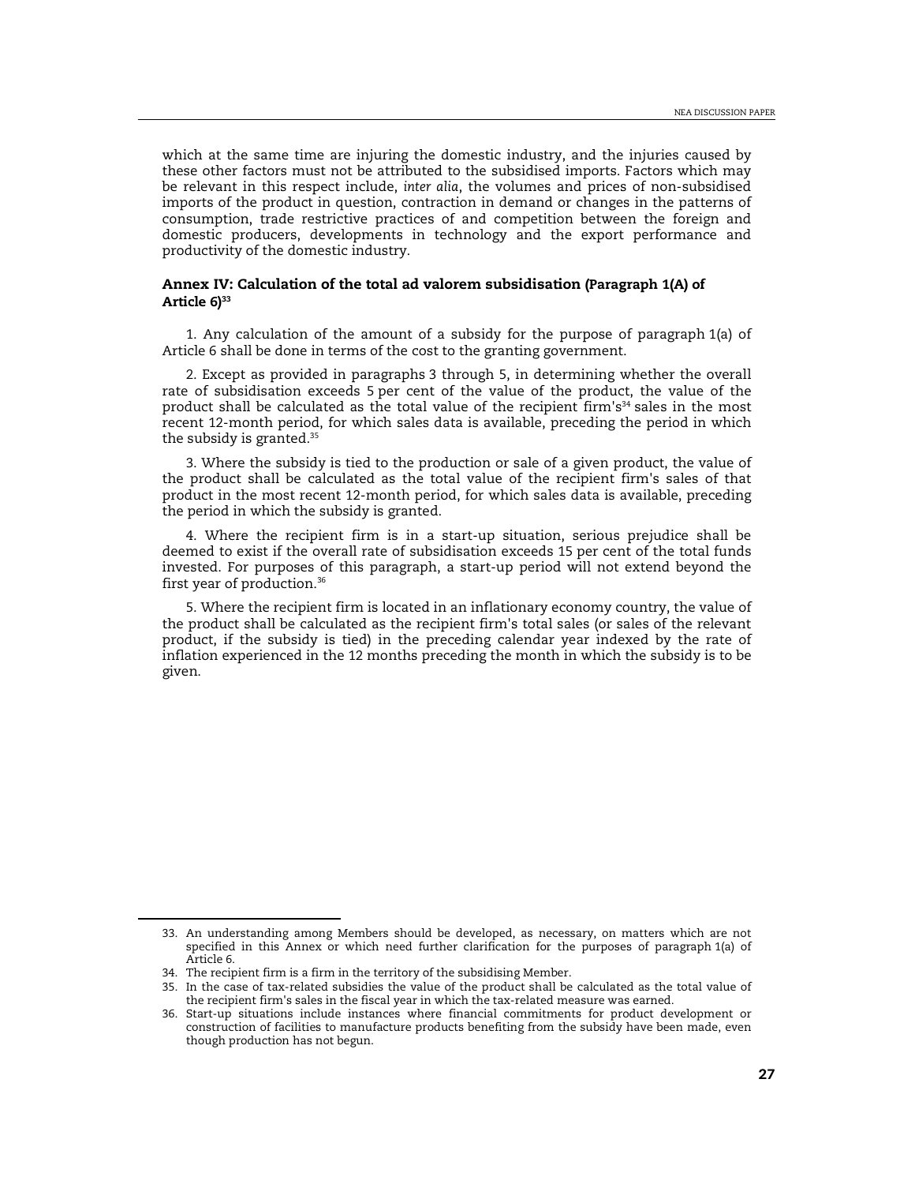which at the same time are injuring the domestic industry, and the injuries caused by these other factors must not be attributed to the subsidised imports. Factors which may be relevant in this respect include, *inter alia*, the volumes and prices of non-subsidised imports of the product in question, contraction in demand or changes in the patterns of consumption, trade restrictive practices of and competition between the foreign and domestic producers, developments in technology and the export performance and productivity of the domestic industry.

### Annex IV: Calculation of the total ad valorem subsidisation (Paragraph 1(A) of Article 6)[33]

1. Any calculation of the amount of a subsidy for the purpose of paragraph 1(a) of Article 6 shall be done in terms of the cost to the granting government.

2. Except as provided in paragraphs 3 through 5, in determining whether the overall rate of subsidisation exceeds 5 per cent of the value of the product, the value of the product shall be calculated as the total value of the recipient firm's[34] sales in the most recent 12-month period, for which sales data is available, preceding the period in which the subsidy is granted.[35]

3. Where the subsidy is tied to the production or sale of a given product, the value of the product shall be calculated as the total value of the recipient firm's sales of that product in the most recent 12-month period, for which sales data is available, preceding the period in which the subsidy is granted.

4. Where the recipient firm is in a start-up situation, serious prejudice shall be deemed to exist if the overall rate of subsidisation exceeds 15 per cent of the total funds invested. For purposes of this paragraph, a start-up period will not extend beyond the first year of production.[36]

5. Where the recipient firm is located in an inflationary economy country, the value of the product shall be calculated as the recipient firm's total sales (or sales of the relevant product, if the subsidy is tied) in the preceding calendar year indexed by the rate of inflation experienced in the 12 months preceding the month in which the subsidy is to be given.

---

33. An understanding among Members should be developed, as necessary, on matters which are not specified in this Annex or which need further clarification for the purposes of paragraph 1(a) of Article 6.
34. The recipient firm is a firm in the territory of the subsidising Member.
35. In the case of tax-related subsidies the value of the product shall be calculated as the total value of the recipient firm's sales in the fiscal year in which the tax-related measure was earned.
36. Start-up situations include instances where financial commitments for product development or construction of facilities to manufacture products benefiting from the subsidy have been made, even though production has not begun.